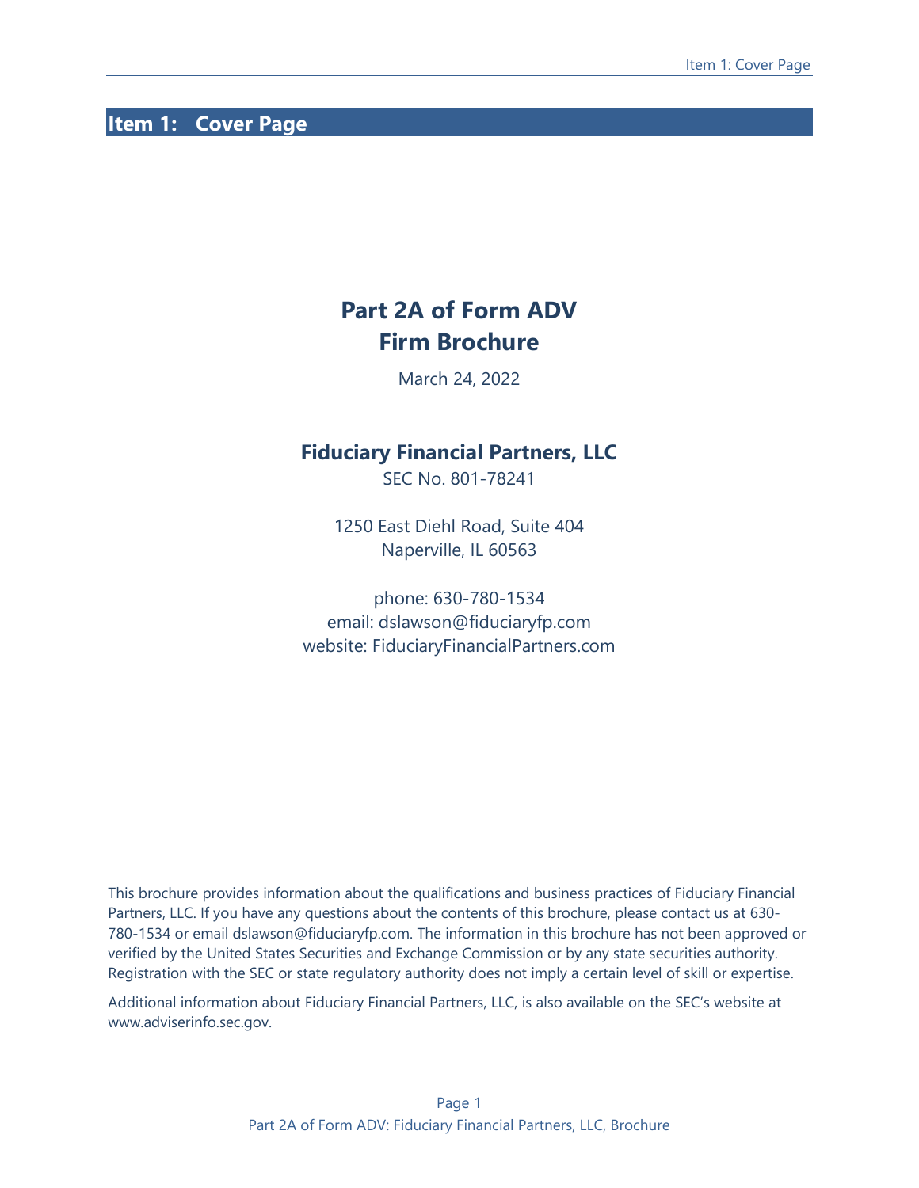# Item 1: Cover Page

## Part 2A of Form ADV
## Firm Brochure

March 24, 2022

### Fiduciary Financial Partners, LLC

SEC No. 801-78241

1250 East Diehl Road, Suite 404
Naperville, IL 60563

phone: 630-780-1534
email: dslawson@fiduciaryfp.com
website: FiduciaryFinancialPartners.com

This brochure provides information about the qualifications and business practices of Fiduciary Financial Partners, LLC. If you have any questions about the contents of this brochure, please contact us at 630-780-1534 or email dslawson@fiduciaryfp.com. The information in this brochure has not been approved or verified by the United States Securities and Exchange Commission or by any state securities authority. Registration with the SEC or state regulatory authority does not imply a certain level of skill or expertise.

Additional information about Fiduciary Financial Partners, LLC, is also available on the SEC's website at www.adviserinfo.sec.gov.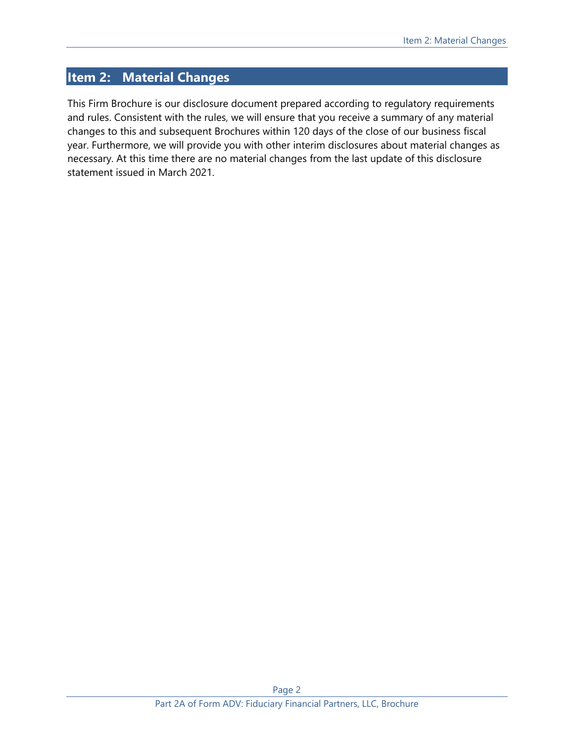## Item 2: Material Changes

This Firm Brochure is our disclosure document prepared according to regulatory requirements and rules. Consistent with the rules, we will ensure that you receive a summary of any material changes to this and subsequent Brochures within 120 days of the close of our business fiscal year. Furthermore, we will provide you with other interim disclosures about material changes as necessary. At this time there are no material changes from the last update of this disclosure statement issued in March 2021.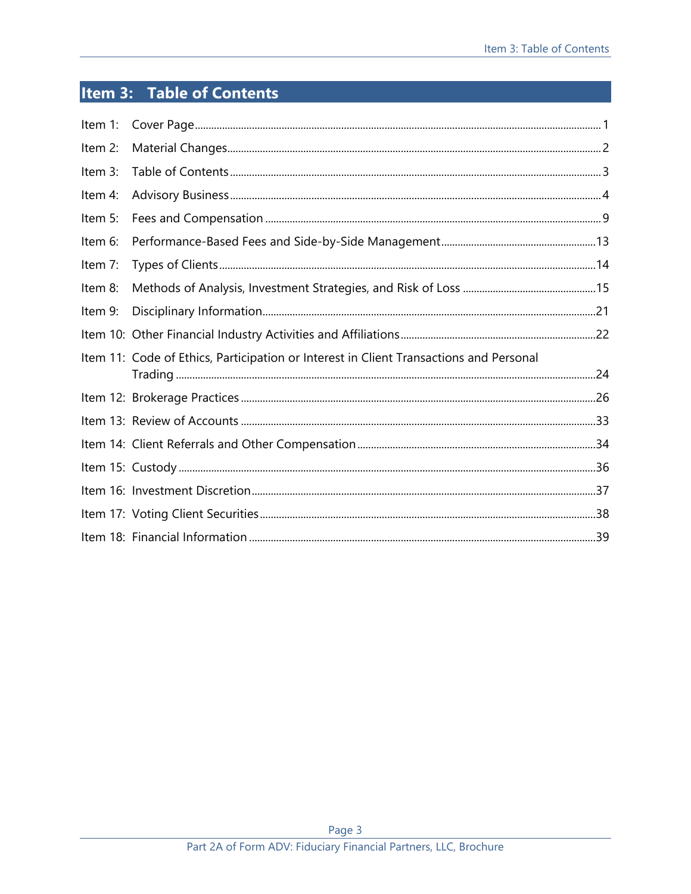# Item 3: Table of Contents

| | | |
|---|---|---|
| Item 1: | Cover Page | 1 |
| Item 2: | Material Changes | 2 |
| Item 3: | Table of Contents | 3 |
| Item 4: | Advisory Business | 4 |
| Item 5: | Fees and Compensation | 9 |
| Item 6: | Performance-Based Fees and Side-by-Side Management | 13 |
| Item 7: | Types of Clients | 14 |
| Item 8: | Methods of Analysis, Investment Strategies, and Risk of Loss | 15 |
| Item 9: | Disciplinary Information | 21 |
| Item 10: | Other Financial Industry Activities and Affiliations | 22 |
| Item 11: | Code of Ethics, Participation or Interest in Client Transactions and Personal Trading | 24 |
| Item 12: | Brokerage Practices | 26 |
| Item 13: | Review of Accounts | 33 |
| Item 14: | Client Referrals and Other Compensation | 34 |
| Item 15: | Custody | 36 |
| Item 16: | Investment Discretion | 37 |
| Item 17: | Voting Client Securities | 38 |
| Item 18: | Financial Information | 39 |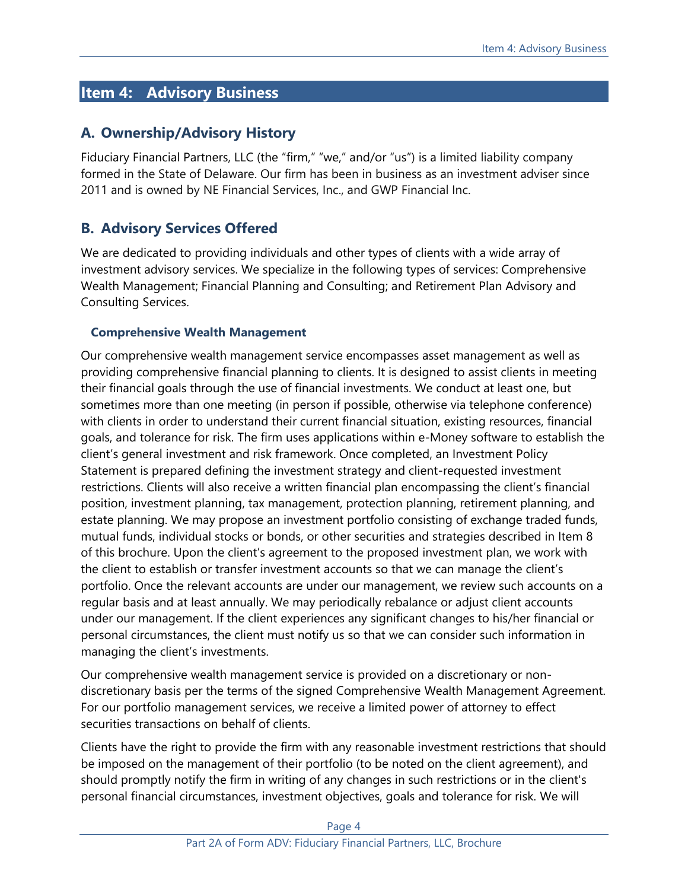## Item 4: Advisory Business

### A. Ownership/Advisory History

Fiduciary Financial Partners, LLC (the "firm," "we," and/or "us") is a limited liability company formed in the State of Delaware. Our firm has been in business as an investment adviser since 2011 and is owned by NE Financial Services, Inc., and GWP Financial Inc.

### B. Advisory Services Offered

We are dedicated to providing individuals and other types of clients with a wide array of investment advisory services. We specialize in the following types of services: Comprehensive Wealth Management; Financial Planning and Consulting; and Retirement Plan Advisory and Consulting Services.

#### Comprehensive Wealth Management

Our comprehensive wealth management service encompasses asset management as well as providing comprehensive financial planning to clients. It is designed to assist clients in meeting their financial goals through the use of financial investments. We conduct at least one, but sometimes more than one meeting (in person if possible, otherwise via telephone conference) with clients in order to understand their current financial situation, existing resources, financial goals, and tolerance for risk. The firm uses applications within e-Money software to establish the client's general investment and risk framework. Once completed, an Investment Policy Statement is prepared defining the investment strategy and client-requested investment restrictions. Clients will also receive a written financial plan encompassing the client's financial position, investment planning, tax management, protection planning, retirement planning, and estate planning. We may propose an investment portfolio consisting of exchange traded funds, mutual funds, individual stocks or bonds, or other securities and strategies described in Item 8 of this brochure. Upon the client's agreement to the proposed investment plan, we work with the client to establish or transfer investment accounts so that we can manage the client's portfolio. Once the relevant accounts are under our management, we review such accounts on a regular basis and at least annually. We may periodically rebalance or adjust client accounts under our management. If the client experiences any significant changes to his/her financial or personal circumstances, the client must notify us so that we can consider such information in managing the client's investments.

Our comprehensive wealth management service is provided on a discretionary or non-discretionary basis per the terms of the signed Comprehensive Wealth Management Agreement. For our portfolio management services, we receive a limited power of attorney to effect securities transactions on behalf of clients.

Clients have the right to provide the firm with any reasonable investment restrictions that should be imposed on the management of their portfolio (to be noted on the client agreement), and should promptly notify the firm in writing of any changes in such restrictions or in the client's personal financial circumstances, investment objectives, goals and tolerance for risk. We will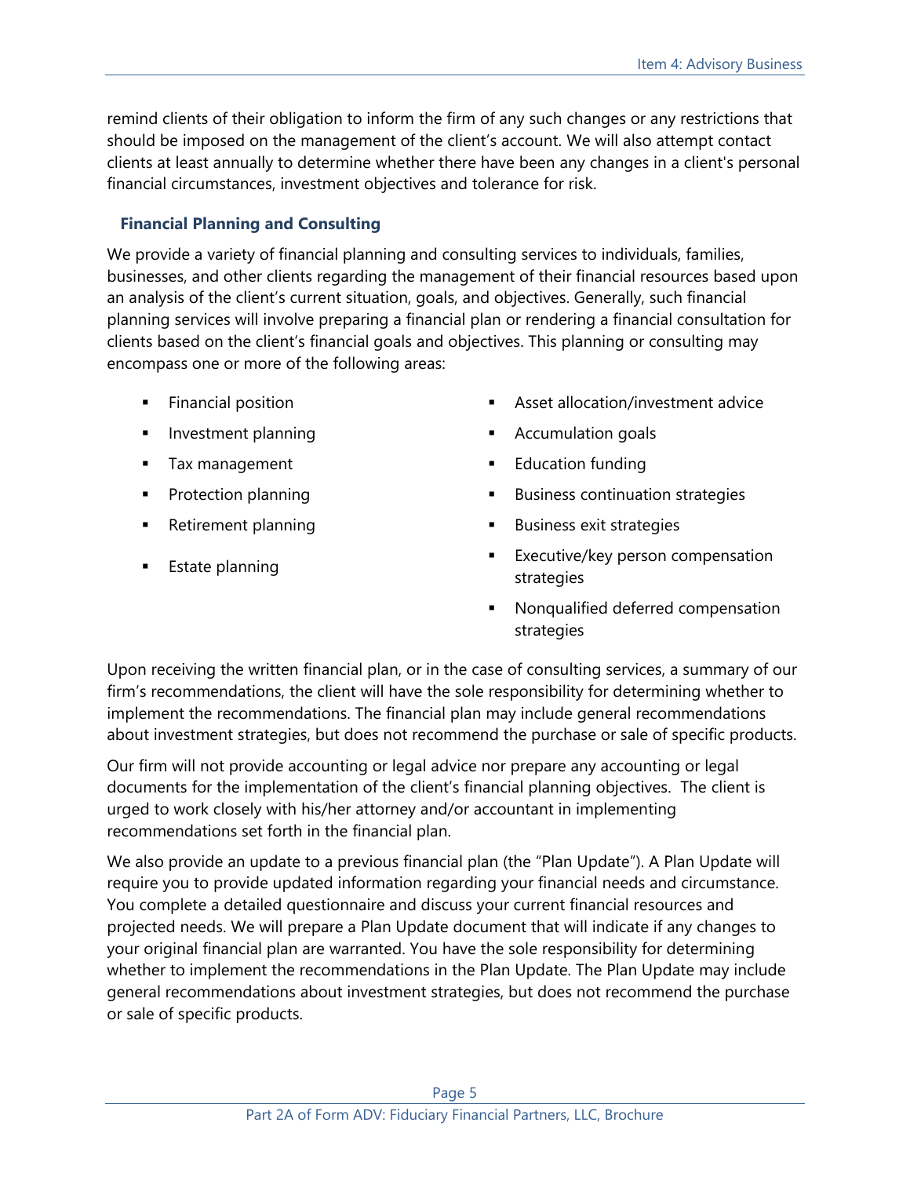remind clients of their obligation to inform the firm of any such changes or any restrictions that should be imposed on the management of the client's account. We will also attempt contact clients at least annually to determine whether there have been any changes in a client's personal financial circumstances, investment objectives and tolerance for risk.

### Financial Planning and Consulting

We provide a variety of financial planning and consulting services to individuals, families, businesses, and other clients regarding the management of their financial resources based upon an analysis of the client's current situation, goals, and objectives. Generally, such financial planning services will involve preparing a financial plan or rendering a financial consultation for clients based on the client's financial goals and objectives. This planning or consulting may encompass one or more of the following areas:

- Financial position
- Investment planning
- Tax management
- Protection planning
- Retirement planning
- Estate planning
- Asset allocation/investment advice
- Accumulation goals
- Education funding
- Business continuation strategies
- Business exit strategies
- Executive/key person compensation strategies
- Nonqualified deferred compensation strategies

Upon receiving the written financial plan, or in the case of consulting services, a summary of our firm's recommendations, the client will have the sole responsibility for determining whether to implement the recommendations. The financial plan may include general recommendations about investment strategies, but does not recommend the purchase or sale of specific products.

Our firm will not provide accounting or legal advice nor prepare any accounting or legal documents for the implementation of the client's financial planning objectives. The client is urged to work closely with his/her attorney and/or accountant in implementing recommendations set forth in the financial plan.

We also provide an update to a previous financial plan (the "Plan Update"). A Plan Update will require you to provide updated information regarding your financial needs and circumstance. You complete a detailed questionnaire and discuss your current financial resources and projected needs. We will prepare a Plan Update document that will indicate if any changes to your original financial plan are warranted. You have the sole responsibility for determining whether to implement the recommendations in the Plan Update. The Plan Update may include general recommendations about investment strategies, but does not recommend the purchase or sale of specific products.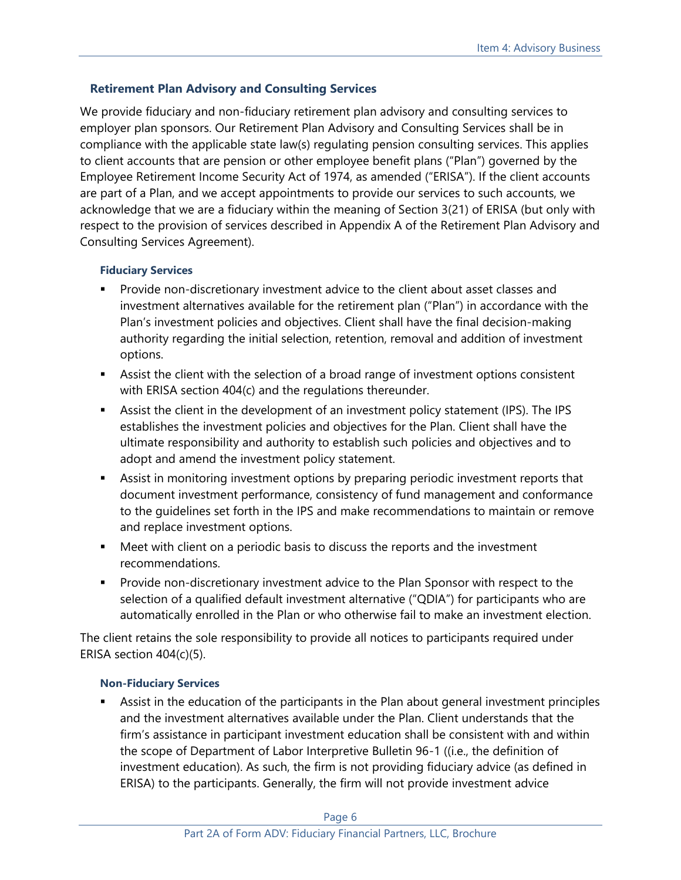## Retirement Plan Advisory and Consulting Services

We provide fiduciary and non-fiduciary retirement plan advisory and consulting services to employer plan sponsors. Our Retirement Plan Advisory and Consulting Services shall be in compliance with the applicable state law(s) regulating pension consulting services. This applies to client accounts that are pension or other employee benefit plans ("Plan") governed by the Employee Retirement Income Security Act of 1974, as amended ("ERISA"). If the client accounts are part of a Plan, and we accept appointments to provide our services to such accounts, we acknowledge that we are a fiduciary within the meaning of Section 3(21) of ERISA (but only with respect to the provision of services described in Appendix A of the Retirement Plan Advisory and Consulting Services Agreement).

### Fiduciary Services

- Provide non-discretionary investment advice to the client about asset classes and investment alternatives available for the retirement plan ("Plan") in accordance with the Plan's investment policies and objectives. Client shall have the final decision-making authority regarding the initial selection, retention, removal and addition of investment options.
- Assist the client with the selection of a broad range of investment options consistent with ERISA section 404(c) and the regulations thereunder.
- Assist the client in the development of an investment policy statement (IPS). The IPS establishes the investment policies and objectives for the Plan. Client shall have the ultimate responsibility and authority to establish such policies and objectives and to adopt and amend the investment policy statement.
- Assist in monitoring investment options by preparing periodic investment reports that document investment performance, consistency of fund management and conformance to the guidelines set forth in the IPS and make recommendations to maintain or remove and replace investment options.
- Meet with client on a periodic basis to discuss the reports and the investment recommendations.
- Provide non-discretionary investment advice to the Plan Sponsor with respect to the selection of a qualified default investment alternative ("QDIA") for participants who are automatically enrolled in the Plan or who otherwise fail to make an investment election.

The client retains the sole responsibility to provide all notices to participants required under ERISA section 404(c)(5).

### Non-Fiduciary Services

- Assist in the education of the participants in the Plan about general investment principles and the investment alternatives available under the Plan. Client understands that the firm's assistance in participant investment education shall be consistent with and within the scope of Department of Labor Interpretive Bulletin 96-1 ((i.e., the definition of investment education). As such, the firm is not providing fiduciary advice (as defined in ERISA) to the participants. Generally, the firm will not provide investment advice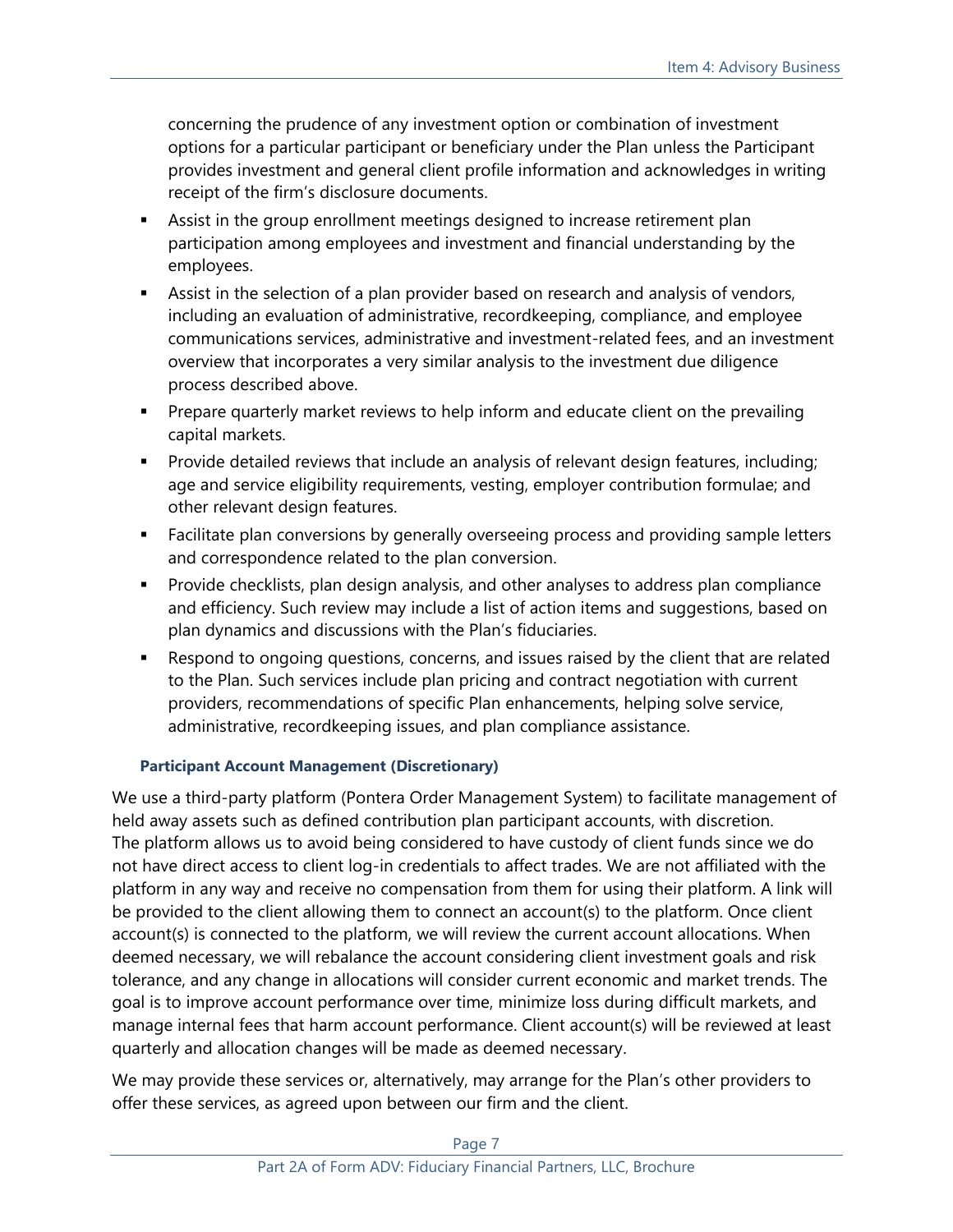concerning the prudence of any investment option or combination of investment options for a particular participant or beneficiary under the Plan unless the Participant provides investment and general client profile information and acknowledges in writing receipt of the firm's disclosure documents.

- Assist in the group enrollment meetings designed to increase retirement plan participation among employees and investment and financial understanding by the employees.
- Assist in the selection of a plan provider based on research and analysis of vendors, including an evaluation of administrative, recordkeeping, compliance, and employee communications services, administrative and investment-related fees, and an investment overview that incorporates a very similar analysis to the investment due diligence process described above.
- Prepare quarterly market reviews to help inform and educate client on the prevailing capital markets.
- Provide detailed reviews that include an analysis of relevant design features, including; age and service eligibility requirements, vesting, employer contribution formulae; and other relevant design features.
- Facilitate plan conversions by generally overseeing process and providing sample letters and correspondence related to the plan conversion.
- Provide checklists, plan design analysis, and other analyses to address plan compliance and efficiency. Such review may include a list of action items and suggestions, based on plan dynamics and discussions with the Plan's fiduciaries.
- Respond to ongoing questions, concerns, and issues raised by the client that are related to the Plan. Such services include plan pricing and contract negotiation with current providers, recommendations of specific Plan enhancements, helping solve service, administrative, recordkeeping issues, and plan compliance assistance.

#### Participant Account Management (Discretionary)

We use a third-party platform (Pontera Order Management System) to facilitate management of held away assets such as defined contribution plan participant accounts, with discretion. The platform allows us to avoid being considered to have custody of client funds since we do not have direct access to client log-in credentials to affect trades. We are not affiliated with the platform in any way and receive no compensation from them for using their platform. A link will be provided to the client allowing them to connect an account(s) to the platform. Once client account(s) is connected to the platform, we will review the current account allocations. When deemed necessary, we will rebalance the account considering client investment goals and risk tolerance, and any change in allocations will consider current economic and market trends. The goal is to improve account performance over time, minimize loss during difficult markets, and manage internal fees that harm account performance. Client account(s) will be reviewed at least quarterly and allocation changes will be made as deemed necessary.

We may provide these services or, alternatively, may arrange for the Plan's other providers to offer these services, as agreed upon between our firm and the client.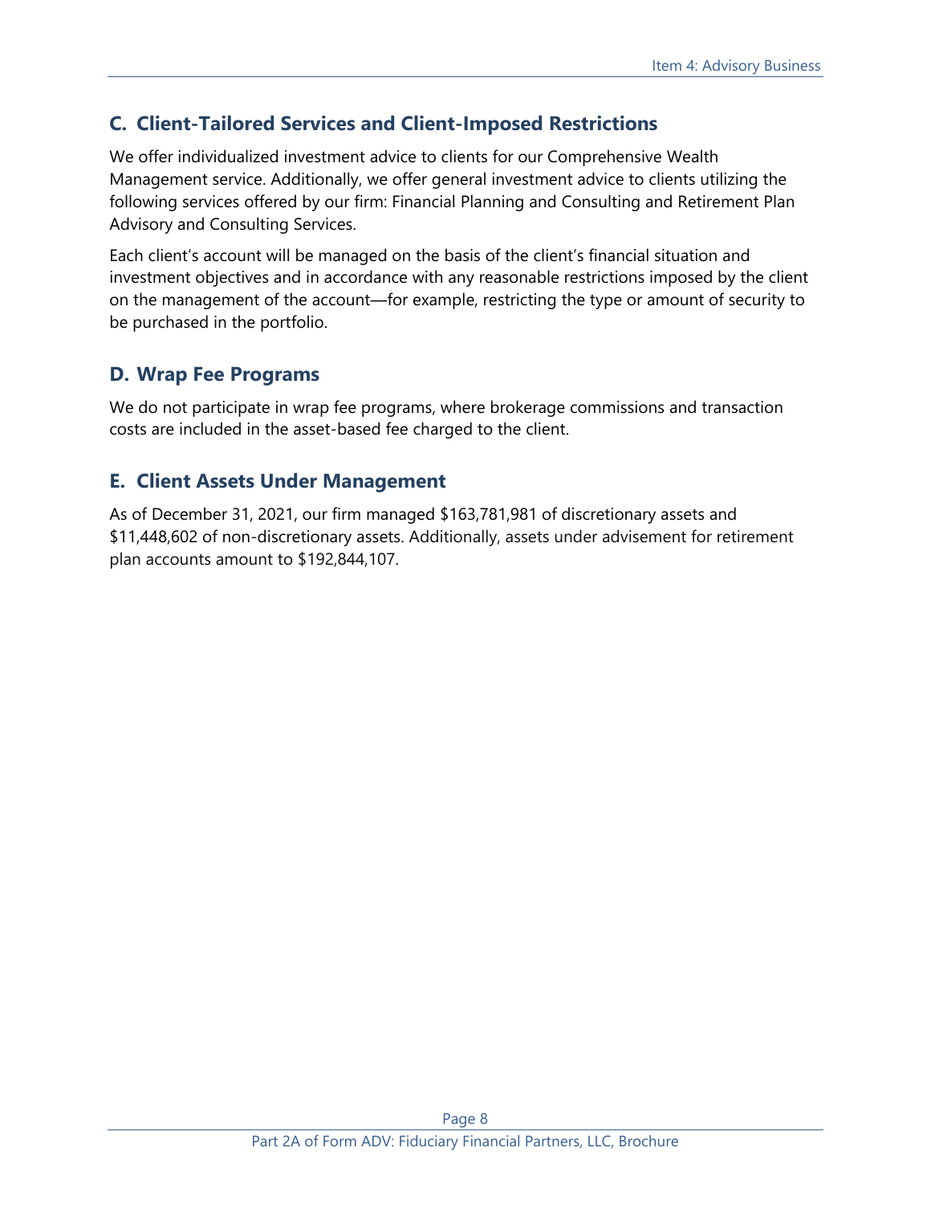## C. Client-Tailored Services and Client-Imposed Restrictions

We offer individualized investment advice to clients for our Comprehensive Wealth Management service. Additionally, we offer general investment advice to clients utilizing the following services offered by our firm: Financial Planning and Consulting and Retirement Plan Advisory and Consulting Services.

Each client's account will be managed on the basis of the client's financial situation and investment objectives and in accordance with any reasonable restrictions imposed by the client on the management of the account—for example, restricting the type or amount of security to be purchased in the portfolio.

## D. Wrap Fee Programs

We do not participate in wrap fee programs, where brokerage commissions and transaction costs are included in the asset-based fee charged to the client.

## E. Client Assets Under Management

As of December 31, 2021, our firm managed $163,781,981 of discretionary assets and $11,448,602 of non-discretionary assets. Additionally, assets under advisement for retirement plan accounts amount to $192,844,107.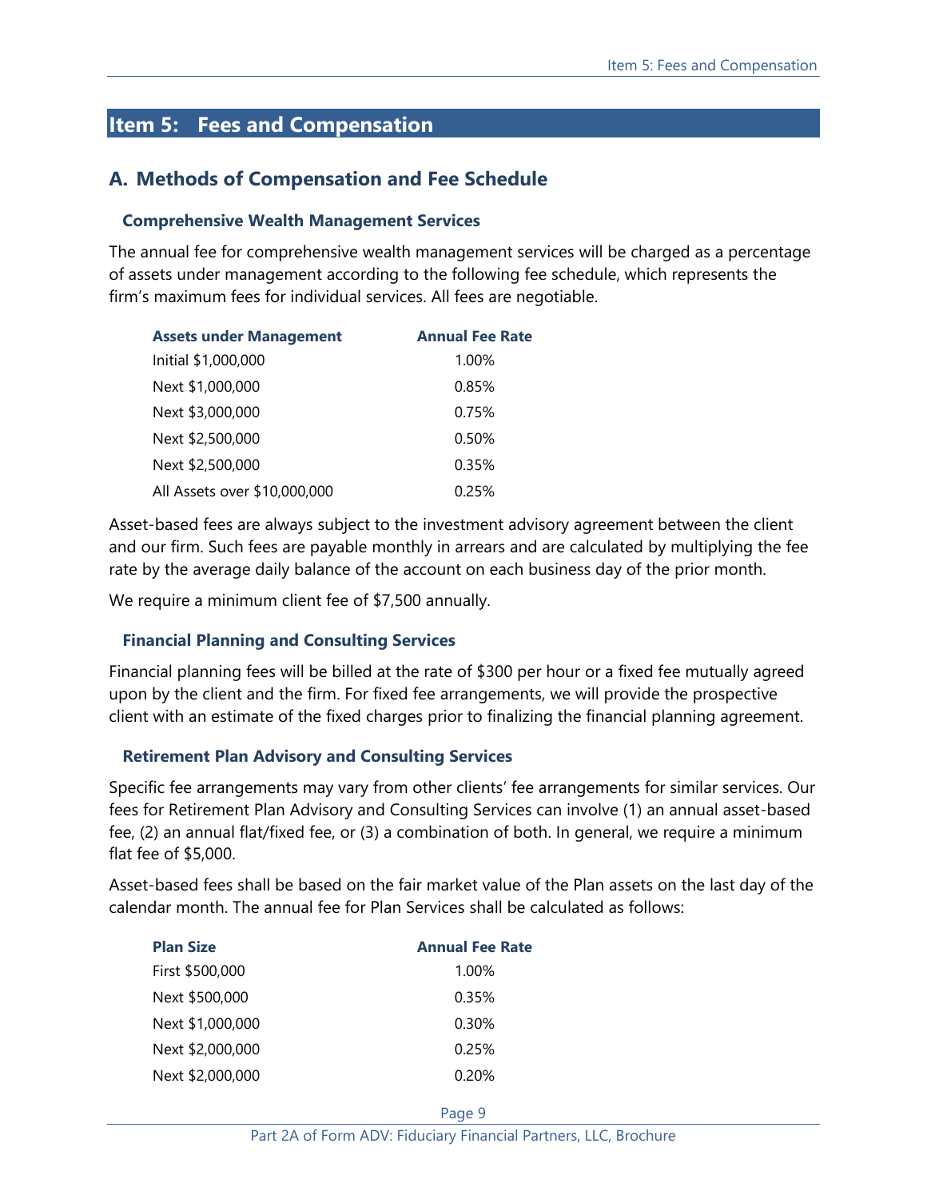## Item 5: Fees and Compensation

### A. Methods of Compensation and Fee Schedule

#### Comprehensive Wealth Management Services

The annual fee for comprehensive wealth management services will be charged as a percentage of assets under management according to the following fee schedule, which represents the firm's maximum fees for individual services. All fees are negotiable.

| Assets under Management | Annual Fee Rate |
| --- | --- |
| Initial $1,000,000 | 1.00% |
| Next $1,000,000 | 0.85% |
| Next $3,000,000 | 0.75% |
| Next $2,500,000 | 0.50% |
| Next $2,500,000 | 0.35% |
| All Assets over $10,000,000 | 0.25% |

Asset-based fees are always subject to the investment advisory agreement between the client and our firm. Such fees are payable monthly in arrears and are calculated by multiplying the fee rate by the average daily balance of the account on each business day of the prior month.

We require a minimum client fee of $7,500 annually.

#### Financial Planning and Consulting Services

Financial planning fees will be billed at the rate of $300 per hour or a fixed fee mutually agreed upon by the client and the firm. For fixed fee arrangements, we will provide the prospective client with an estimate of the fixed charges prior to finalizing the financial planning agreement.

#### Retirement Plan Advisory and Consulting Services

Specific fee arrangements may vary from other clients' fee arrangements for similar services. Our fees for Retirement Plan Advisory and Consulting Services can involve (1) an annual asset-based fee, (2) an annual flat/fixed fee, or (3) a combination of both. In general, we require a minimum flat fee of $5,000.

Asset-based fees shall be based on the fair market value of the Plan assets on the last day of the calendar month. The annual fee for Plan Services shall be calculated as follows:

| Plan Size | Annual Fee Rate |
| --- | --- |
| First $500,000 | 1.00% |
| Next $500,000 | 0.35% |
| Next $1,000,000 | 0.30% |
| Next $2,000,000 | 0.25% |
| Next $2,000,000 | 0.20% |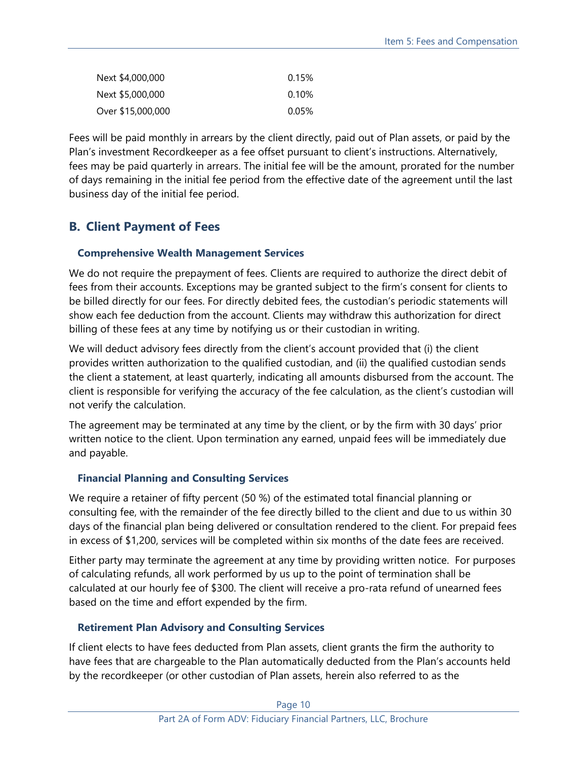| | |
|---|---|
| Next $4,000,000 | 0.15% |
| Next $5,000,000 | 0.10% |
| Over $15,000,000 | 0.05% |

Fees will be paid monthly in arrears by the client directly, paid out of Plan assets, or paid by the Plan's investment Recordkeeper as a fee offset pursuant to client's instructions. Alternatively, fees may be paid quarterly in arrears. The initial fee will be the amount, prorated for the number of days remaining in the initial fee period from the effective date of the agreement until the last business day of the initial fee period.

## B. Client Payment of Fees

### Comprehensive Wealth Management Services

We do not require the prepayment of fees. Clients are required to authorize the direct debit of fees from their accounts. Exceptions may be granted subject to the firm's consent for clients to be billed directly for our fees. For directly debited fees, the custodian's periodic statements will show each fee deduction from the account. Clients may withdraw this authorization for direct billing of these fees at any time by notifying us or their custodian in writing.

We will deduct advisory fees directly from the client's account provided that (i) the client provides written authorization to the qualified custodian, and (ii) the qualified custodian sends the client a statement, at least quarterly, indicating all amounts disbursed from the account. The client is responsible for verifying the accuracy of the fee calculation, as the client's custodian will not verify the calculation.

The agreement may be terminated at any time by the client, or by the firm with 30 days' prior written notice to the client. Upon termination any earned, unpaid fees will be immediately due and payable.

### Financial Planning and Consulting Services

We require a retainer of fifty percent (50 %) of the estimated total financial planning or consulting fee, with the remainder of the fee directly billed to the client and due to us within 30 days of the financial plan being delivered or consultation rendered to the client. For prepaid fees in excess of $1,200, services will be completed within six months of the date fees are received.

Either party may terminate the agreement at any time by providing written notice. For purposes of calculating refunds, all work performed by us up to the point of termination shall be calculated at our hourly fee of $300. The client will receive a pro-rata refund of unearned fees based on the time and effort expended by the firm.

### Retirement Plan Advisory and Consulting Services

If client elects to have fees deducted from Plan assets, client grants the firm the authority to have fees that are chargeable to the Plan automatically deducted from the Plan's accounts held by the recordkeeper (or other custodian of Plan assets, herein also referred to as the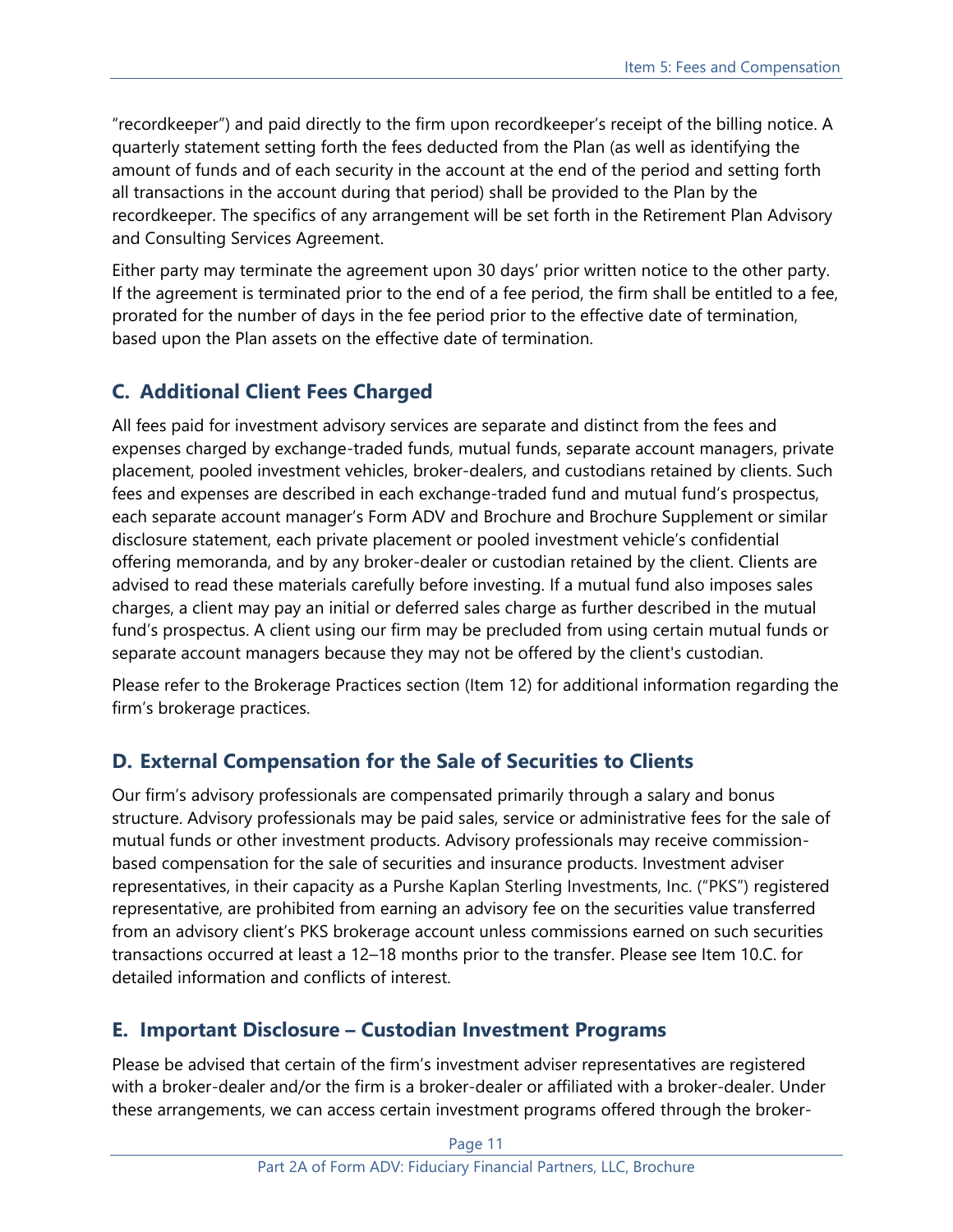"recordkeeper") and paid directly to the firm upon recordkeeper's receipt of the billing notice. A quarterly statement setting forth the fees deducted from the Plan (as well as identifying the amount of funds and of each security in the account at the end of the period and setting forth all transactions in the account during that period) shall be provided to the Plan by the recordkeeper. The specifics of any arrangement will be set forth in the Retirement Plan Advisory and Consulting Services Agreement.

Either party may terminate the agreement upon 30 days' prior written notice to the other party. If the agreement is terminated prior to the end of a fee period, the firm shall be entitled to a fee, prorated for the number of days in the fee period prior to the effective date of termination, based upon the Plan assets on the effective date of termination.

## C. Additional Client Fees Charged

All fees paid for investment advisory services are separate and distinct from the fees and expenses charged by exchange-traded funds, mutual funds, separate account managers, private placement, pooled investment vehicles, broker-dealers, and custodians retained by clients. Such fees and expenses are described in each exchange-traded fund and mutual fund's prospectus, each separate account manager's Form ADV and Brochure and Brochure Supplement or similar disclosure statement, each private placement or pooled investment vehicle's confidential offering memoranda, and by any broker-dealer or custodian retained by the client. Clients are advised to read these materials carefully before investing. If a mutual fund also imposes sales charges, a client may pay an initial or deferred sales charge as further described in the mutual fund's prospectus. A client using our firm may be precluded from using certain mutual funds or separate account managers because they may not be offered by the client's custodian.

Please refer to the Brokerage Practices section (Item 12) for additional information regarding the firm's brokerage practices.

## D. External Compensation for the Sale of Securities to Clients

Our firm's advisory professionals are compensated primarily through a salary and bonus structure. Advisory professionals may be paid sales, service or administrative fees for the sale of mutual funds or other investment products. Advisory professionals may receive commission-based compensation for the sale of securities and insurance products. Investment adviser representatives, in their capacity as a Purshe Kaplan Sterling Investments, Inc. ("PKS") registered representative, are prohibited from earning an advisory fee on the securities value transferred from an advisory client's PKS brokerage account unless commissions earned on such securities transactions occurred at least a 12–18 months prior to the transfer. Please see Item 10.C. for detailed information and conflicts of interest.

## E. Important Disclosure – Custodian Investment Programs

Please be advised that certain of the firm's investment adviser representatives are registered with a broker-dealer and/or the firm is a broker-dealer or affiliated with a broker-dealer. Under these arrangements, we can access certain investment programs offered through the broker-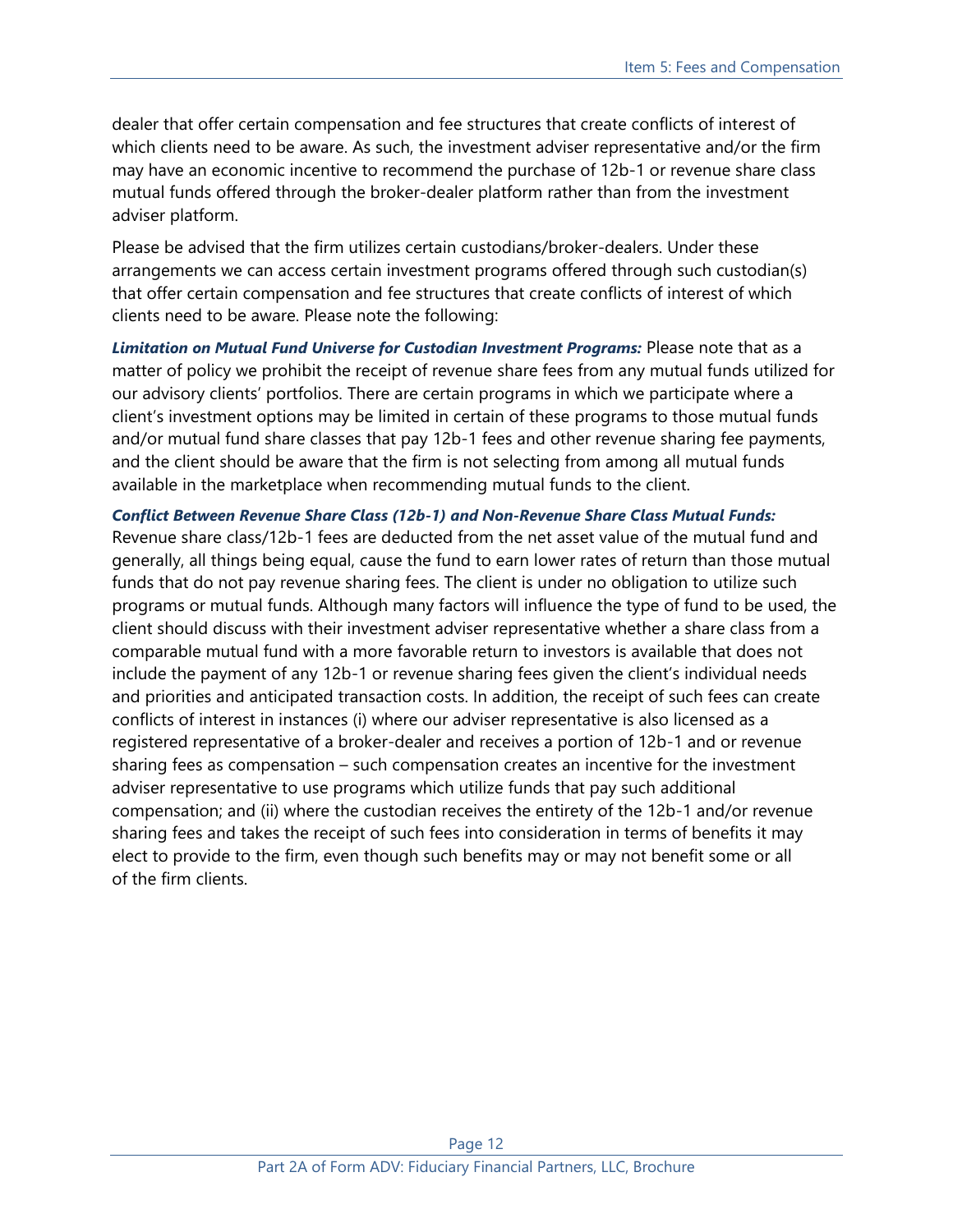dealer that offer certain compensation and fee structures that create conflicts of interest of which clients need to be aware. As such, the investment adviser representative and/or the firm may have an economic incentive to recommend the purchase of 12b-1 or revenue share class mutual funds offered through the broker-dealer platform rather than from the investment adviser platform.

Please be advised that the firm utilizes certain custodians/broker-dealers. Under these arrangements we can access certain investment programs offered through such custodian(s) that offer certain compensation and fee structures that create conflicts of interest of which clients need to be aware. Please note the following:

***Limitation on Mutual Fund Universe for Custodian Investment Programs:*** Please note that as a matter of policy we prohibit the receipt of revenue share fees from any mutual funds utilized for our advisory clients' portfolios. There are certain programs in which we participate where a client's investment options may be limited in certain of these programs to those mutual funds and/or mutual fund share classes that pay 12b-1 fees and other revenue sharing fee payments, and the client should be aware that the firm is not selecting from among all mutual funds available in the marketplace when recommending mutual funds to the client.

***Conflict Between Revenue Share Class (12b-1) and Non-Revenue Share Class Mutual Funds:*** Revenue share class/12b-1 fees are deducted from the net asset value of the mutual fund and generally, all things being equal, cause the fund to earn lower rates of return than those mutual funds that do not pay revenue sharing fees. The client is under no obligation to utilize such programs or mutual funds. Although many factors will influence the type of fund to be used, the client should discuss with their investment adviser representative whether a share class from a comparable mutual fund with a more favorable return to investors is available that does not include the payment of any 12b-1 or revenue sharing fees given the client's individual needs and priorities and anticipated transaction costs. In addition, the receipt of such fees can create conflicts of interest in instances (i) where our adviser representative is also licensed as a registered representative of a broker-dealer and receives a portion of 12b-1 and revenue sharing fees as compensation – such compensation creates an incentive for the investment adviser representative to use programs which utilize funds that pay such additional compensation; and (ii) where the custodian receives the entirety of the 12b-1 and/or revenue sharing fees and takes the receipt of such fees into consideration in terms of benefits it may elect to provide to the firm, even though such benefits may or may not benefit some or all of the firm clients.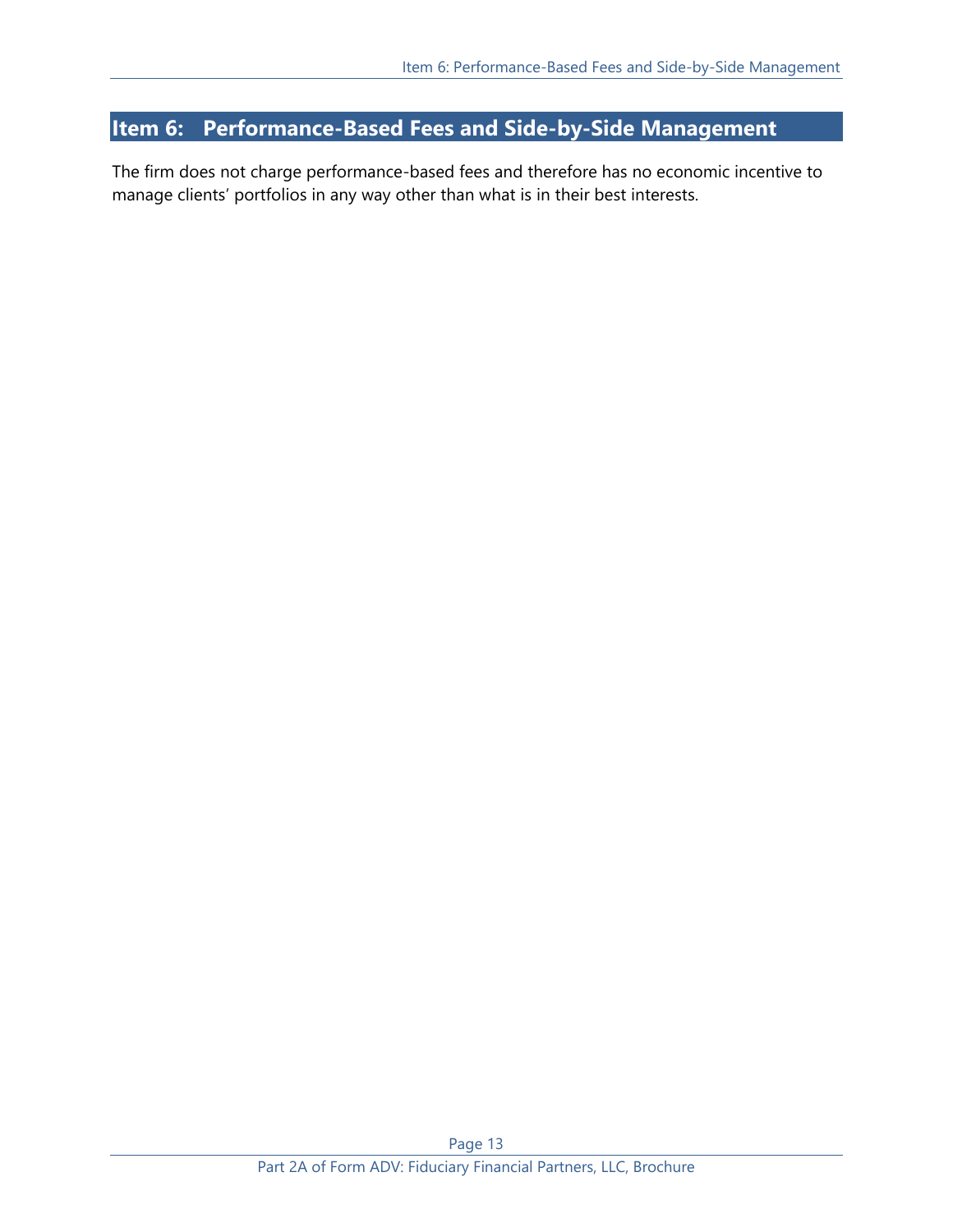## Item 6: Performance-Based Fees and Side-by-Side Management

The firm does not charge performance-based fees and therefore has no economic incentive to manage clients' portfolios in any way other than what is in their best interests.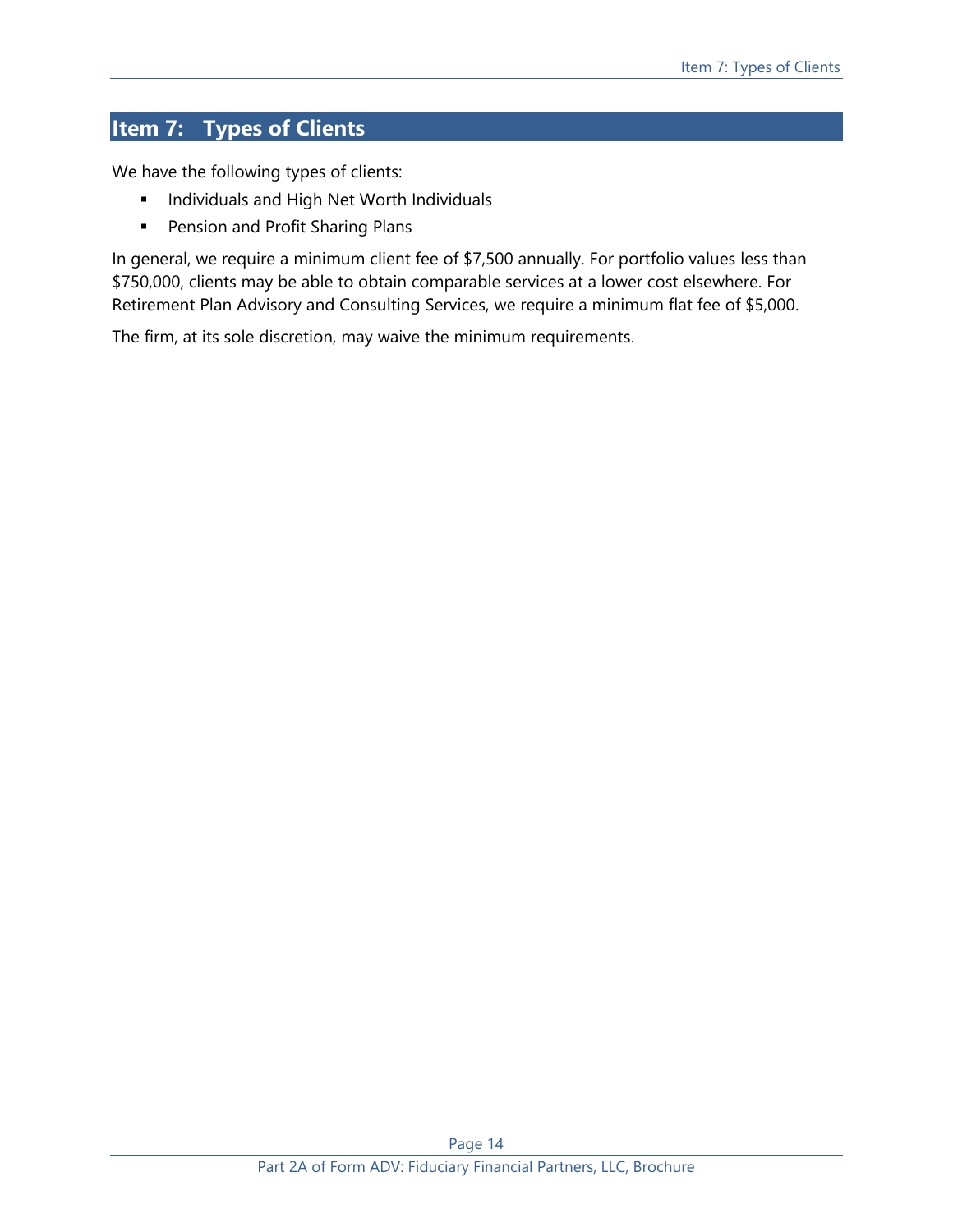## Item 7: Types of Clients

We have the following types of clients:

- Individuals and High Net Worth Individuals
- Pension and Profit Sharing Plans

In general, we require a minimum client fee of $7,500 annually. For portfolio values less than $750,000, clients may be able to obtain comparable services at a lower cost elsewhere. For Retirement Plan Advisory and Consulting Services, we require a minimum flat fee of $5,000.

The firm, at its sole discretion, may waive the minimum requirements.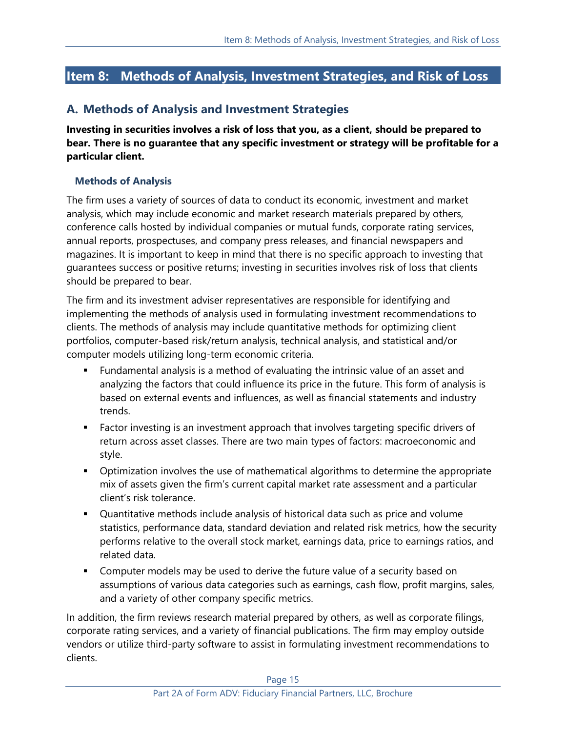## Item 8: Methods of Analysis, Investment Strategies, and Risk of Loss

### A. Methods of Analysis and Investment Strategies

**Investing in securities involves a risk of loss that you, as a client, should be prepared to bear. There is no guarantee that any specific investment or strategy will be profitable for a particular client.**

#### Methods of Analysis

The firm uses a variety of sources of data to conduct its economic, investment and market analysis, which may include economic and market research materials prepared by others, conference calls hosted by individual companies or mutual funds, corporate rating services, annual reports, prospectuses, and company press releases, and financial newspapers and magazines. It is important to keep in mind that there is no specific approach to investing that guarantees success or positive returns; investing in securities involves risk of loss that clients should be prepared to bear.

The firm and its investment adviser representatives are responsible for identifying and implementing the methods of analysis used in formulating investment recommendations to clients. The methods of analysis may include quantitative methods for optimizing client portfolios, computer-based risk/return analysis, technical analysis, and statistical and/or computer models utilizing long-term economic criteria.

- Fundamental analysis is a method of evaluating the intrinsic value of an asset and analyzing the factors that could influence its price in the future. This form of analysis is based on external events and influences, as well as financial statements and industry trends.
- Factor investing is an investment approach that involves targeting specific drivers of return across asset classes. There are two main types of factors: macroeconomic and style.
- Optimization involves the use of mathematical algorithms to determine the appropriate mix of assets given the firm's current capital market rate assessment and a particular client's risk tolerance.
- Quantitative methods include analysis of historical data such as price and volume statistics, performance data, standard deviation and related risk metrics, how the security performs relative to the overall stock market, earnings data, price to earnings ratios, and related data.
- Computer models may be used to derive the future value of a security based on assumptions of various data categories such as earnings, cash flow, profit margins, sales, and a variety of other company specific metrics.

In addition, the firm reviews research material prepared by others, as well as corporate filings, corporate rating services, and a variety of financial publications. The firm may employ outside vendors or utilize third-party software to assist in formulating investment recommendations to clients.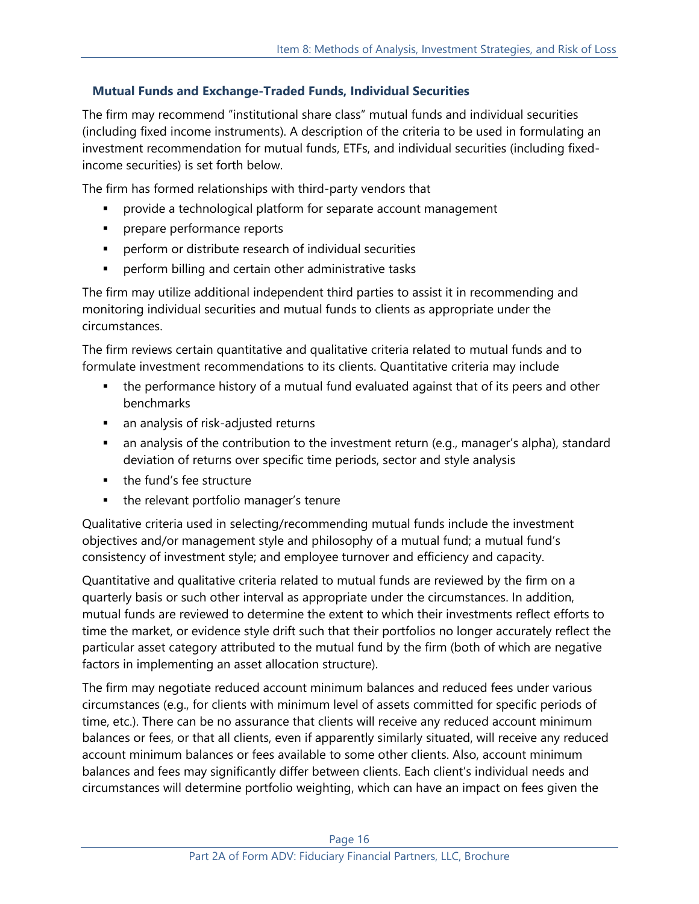### Mutual Funds and Exchange-Traded Funds, Individual Securities

The firm may recommend "institutional share class" mutual funds and individual securities (including fixed income instruments). A description of the criteria to be used in formulating an investment recommendation for mutual funds, ETFs, and individual securities (including fixed-income securities) is set forth below.

The firm has formed relationships with third-party vendors that

- provide a technological platform for separate account management
- prepare performance reports
- perform or distribute research of individual securities
- perform billing and certain other administrative tasks

The firm may utilize additional independent third parties to assist it in recommending and monitoring individual securities and mutual funds to clients as appropriate under the circumstances.

The firm reviews certain quantitative and qualitative criteria related to mutual funds and to formulate investment recommendations to its clients. Quantitative criteria may include

- the performance history of a mutual fund evaluated against that of its peers and other benchmarks
- an analysis of risk-adjusted returns
- an analysis of the contribution to the investment return (e.g., manager's alpha), standard deviation of returns over specific time periods, sector and style analysis
- the fund's fee structure
- the relevant portfolio manager's tenure

Qualitative criteria used in selecting/recommending mutual funds include the investment objectives and/or management style and philosophy of a mutual fund; a mutual fund's consistency of investment style; and employee turnover and efficiency and capacity.

Quantitative and qualitative criteria related to mutual funds are reviewed by the firm on a quarterly basis or such other interval as appropriate under the circumstances. In addition, mutual funds are reviewed to determine the extent to which their investments reflect efforts to time the market, or evidence style drift such that their portfolios no longer accurately reflect the particular asset category attributed to the mutual fund by the firm (both of which are negative factors in implementing an asset allocation structure).

The firm may negotiate reduced account minimum balances and reduced fees under various circumstances (e.g., for clients with minimum level of assets committed for specific periods of time, etc.). There can be no assurance that clients will receive any reduced account minimum balances or fees, or that all clients, even if apparently similarly situated, will receive any reduced account minimum balances or fees available to some other clients. Also, account minimum balances and fees may significantly differ between clients. Each client's individual needs and circumstances will determine portfolio weighting, which can have an impact on fees given the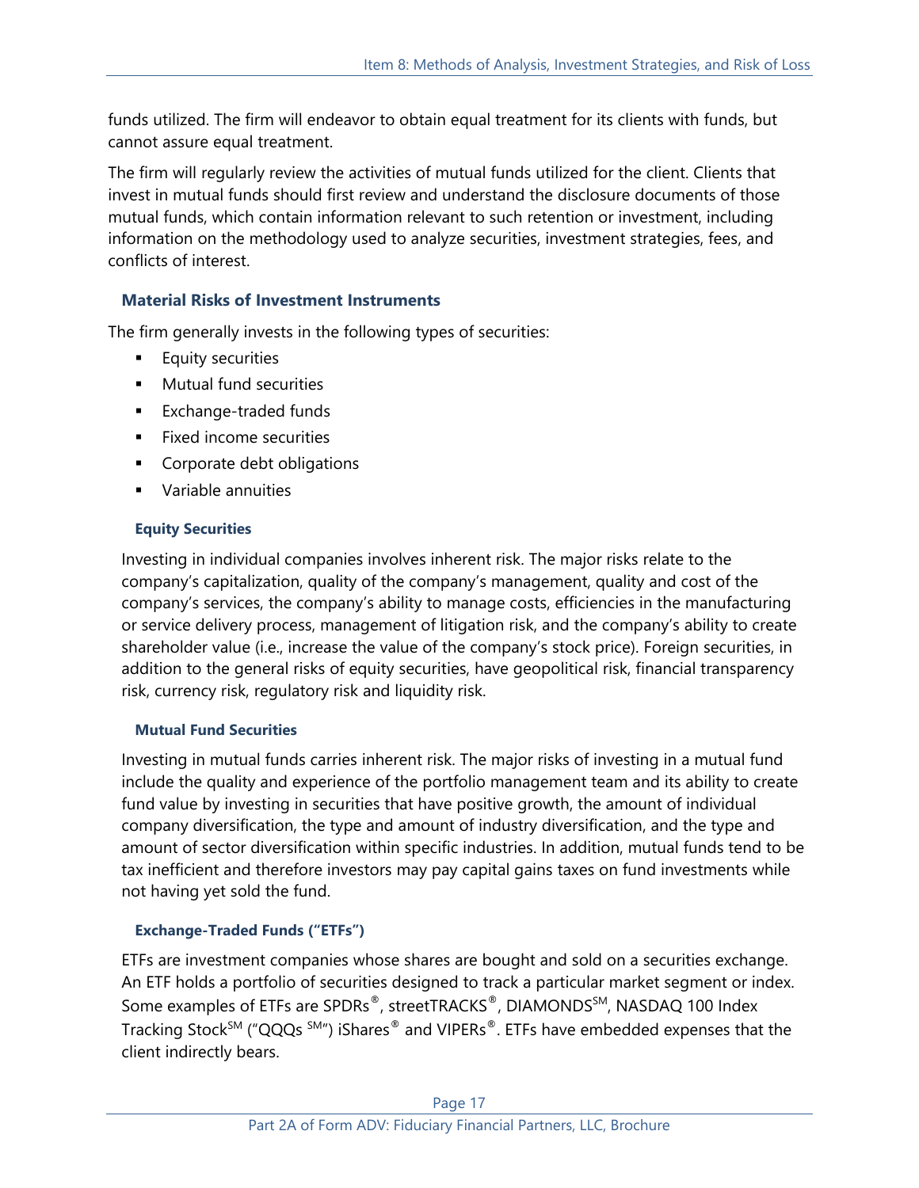funds utilized. The firm will endeavor to obtain equal treatment for its clients with funds, but cannot assure equal treatment.

The firm will regularly review the activities of mutual funds utilized for the client. Clients that invest in mutual funds should first review and understand the disclosure documents of those mutual funds, which contain information relevant to such retention or investment, including information on the methodology used to analyze securities, investment strategies, fees, and conflicts of interest.

## Material Risks of Investment Instruments

The firm generally invests in the following types of securities:

- Equity securities
- Mutual fund securities
- Exchange-traded funds
- Fixed income securities
- Corporate debt obligations
- Variable annuities

### Equity Securities

Investing in individual companies involves inherent risk. The major risks relate to the company's capitalization, quality of the company's management, quality and cost of the company's services, the company's ability to manage costs, efficiencies in the manufacturing or service delivery process, management of litigation risk, and the company's ability to create shareholder value (i.e., increase the value of the company's stock price). Foreign securities, in addition to the general risks of equity securities, have geopolitical risk, financial transparency risk, currency risk, regulatory risk and liquidity risk.

### Mutual Fund Securities

Investing in mutual funds carries inherent risk. The major risks of investing in a mutual fund include the quality and experience of the portfolio management team and its ability to create fund value by investing in securities that have positive growth, the amount of individual company diversification, the type and amount of industry diversification, and the type and amount of sector diversification within specific industries. In addition, mutual funds tend to be tax inefficient and therefore investors may pay capital gains taxes on fund investments while not having yet sold the fund.

### Exchange-Traded Funds ("ETFs")

ETFs are investment companies whose shares are bought and sold on a securities exchange. An ETF holds a portfolio of securities designed to track a particular market segment or index. Some examples of ETFs are SPDRs®, streetTRACKS®, DIAMONDS℠, NASDAQ 100 Index Tracking Stock℠ ("QQQs ℠") iShares® and VIPERs®. ETFs have embedded expenses that the client indirectly bears.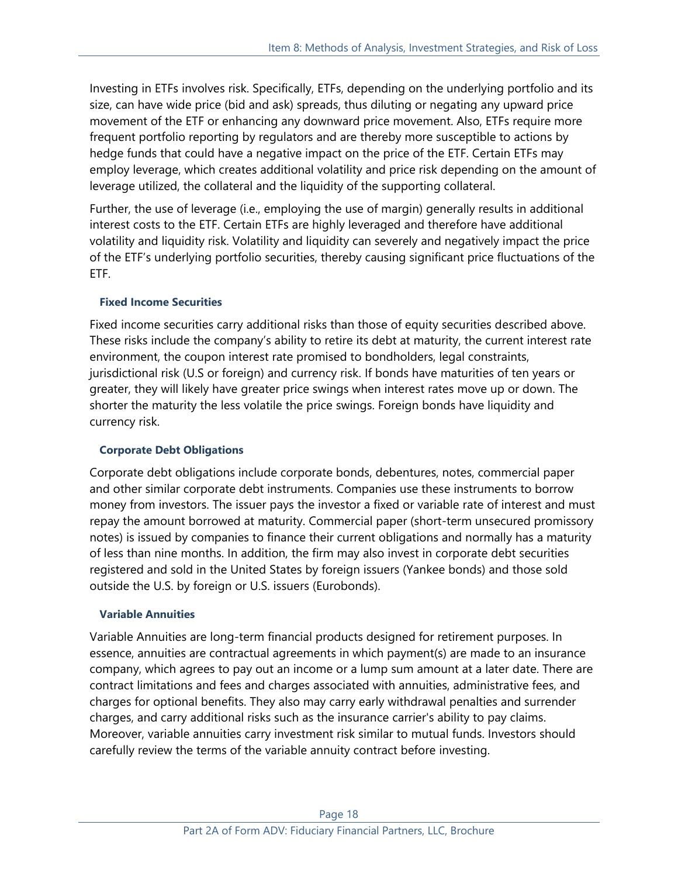Investing in ETFs involves risk. Specifically, ETFs, depending on the underlying portfolio and its size, can have wide price (bid and ask) spreads, thus diluting or negating any upward price movement of the ETF or enhancing any downward price movement. Also, ETFs require more frequent portfolio reporting by regulators and are thereby more susceptible to actions by hedge funds that could have a negative impact on the price of the ETF. Certain ETFs may employ leverage, which creates additional volatility and price risk depending on the amount of leverage utilized, the collateral and the liquidity of the supporting collateral.

Further, the use of leverage (i.e., employing the use of margin) generally results in additional interest costs to the ETF. Certain ETFs are highly leveraged and therefore have additional volatility and liquidity risk. Volatility and liquidity can severely and negatively impact the price of the ETF's underlying portfolio securities, thereby causing significant price fluctuations of the ETF.

### Fixed Income Securities

Fixed income securities carry additional risks than those of equity securities described above. These risks include the company's ability to retire its debt at maturity, the current interest rate environment, the coupon interest rate promised to bondholders, legal constraints, jurisdictional risk (U.S or foreign) and currency risk. If bonds have maturities of ten years or greater, they will likely have greater price swings when interest rates move up or down. The shorter the maturity the less volatile the price swings. Foreign bonds have liquidity and currency risk.

### Corporate Debt Obligations

Corporate debt obligations include corporate bonds, debentures, notes, commercial paper and other similar corporate debt instruments. Companies use these instruments to borrow money from investors. The issuer pays the investor a fixed or variable rate of interest and must repay the amount borrowed at maturity. Commercial paper (short-term unsecured promissory notes) is issued by companies to finance their current obligations and normally has a maturity of less than nine months. In addition, the firm may also invest in corporate debt securities registered and sold in the United States by foreign issuers (Yankee bonds) and those sold outside the U.S. by foreign or U.S. issuers (Eurobonds).

### Variable Annuities

Variable Annuities are long-term financial products designed for retirement purposes. In essence, annuities are contractual agreements in which payment(s) are made to an insurance company, which agrees to pay out an income or a lump sum amount at a later date. There are contract limitations and fees and charges associated with annuities, administrative fees, and charges for optional benefits. They also may carry early withdrawal penalties and surrender charges, and carry additional risks such as the insurance carrier's ability to pay claims. Moreover, variable annuities carry investment risk similar to mutual funds. Investors should carefully review the terms of the variable annuity contract before investing.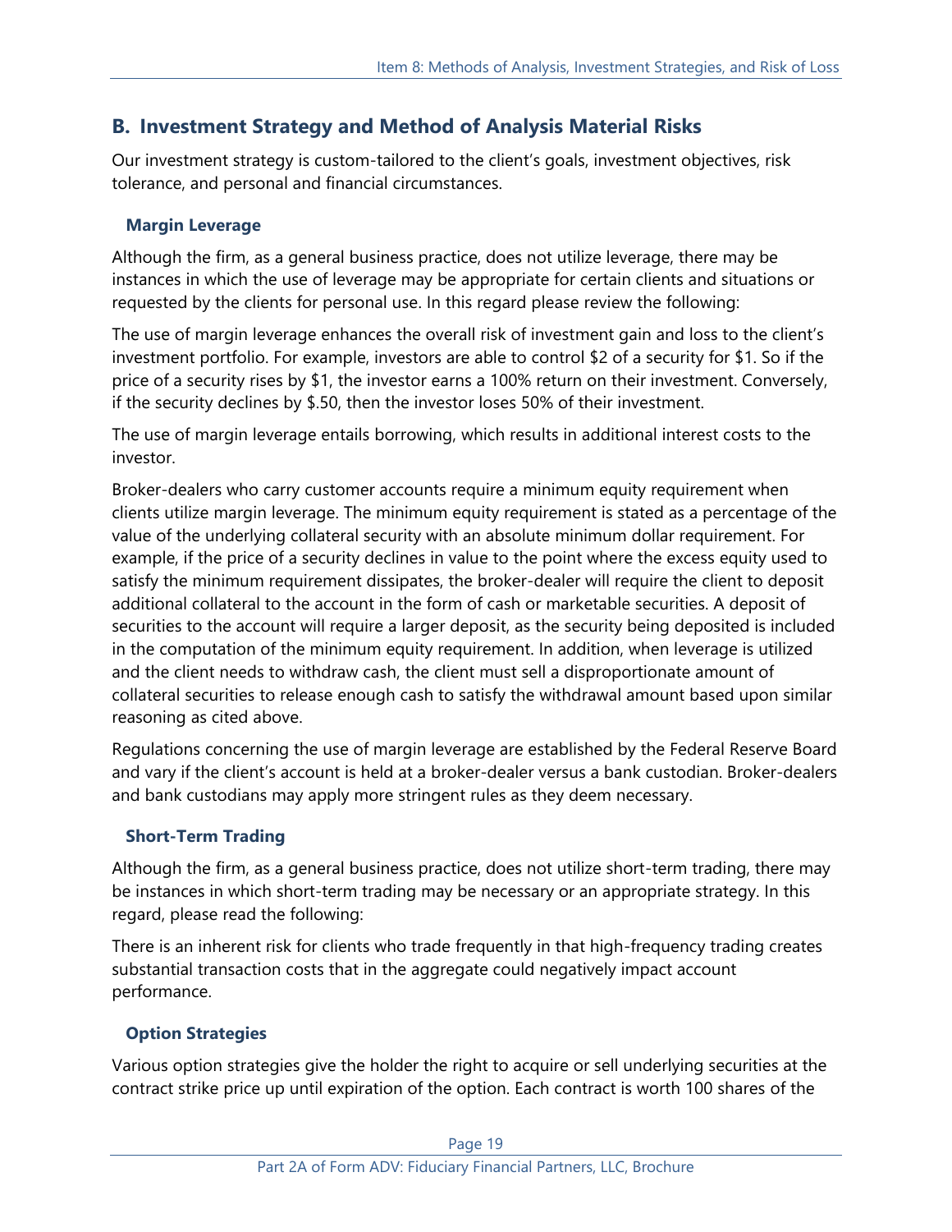## B. Investment Strategy and Method of Analysis Material Risks

Our investment strategy is custom-tailored to the client's goals, investment objectives, risk tolerance, and personal and financial circumstances.

### Margin Leverage

Although the firm, as a general business practice, does not utilize leverage, there may be instances in which the use of leverage may be appropriate for certain clients and situations or requested by the clients for personal use. In this regard please review the following:

The use of margin leverage enhances the overall risk of investment gain and loss to the client's investment portfolio. For example, investors are able to control $2 of a security for $1. So if the price of a security rises by $1, the investor earns a 100% return on their investment. Conversely, if the security declines by $.50, then the investor loses 50% of their investment.

The use of margin leverage entails borrowing, which results in additional interest costs to the investor.

Broker-dealers who carry customer accounts require a minimum equity requirement when clients utilize margin leverage. The minimum equity requirement is stated as a percentage of the value of the underlying collateral security with an absolute minimum dollar requirement. For example, if the price of a security declines in value to the point where the excess equity used to satisfy the minimum requirement dissipates, the broker-dealer will require the client to deposit additional collateral to the account in the form of cash or marketable securities. A deposit of securities to the account will require a larger deposit, as the security being deposited is included in the computation of the minimum equity requirement. In addition, when leverage is utilized and the client needs to withdraw cash, the client must sell a disproportionate amount of collateral securities to release enough cash to satisfy the withdrawal amount based upon similar reasoning as cited above.

Regulations concerning the use of margin leverage are established by the Federal Reserve Board and vary if the client's account is held at a broker-dealer versus a bank custodian. Broker-dealers and bank custodians may apply more stringent rules as they deem necessary.

### Short-Term Trading

Although the firm, as a general business practice, does not utilize short-term trading, there may be instances in which short-term trading may be necessary or an appropriate strategy. In this regard, please read the following:

There is an inherent risk for clients who trade frequently in that high-frequency trading creates substantial transaction costs that in the aggregate could negatively impact account performance.

### Option Strategies

Various option strategies give the holder the right to acquire or sell underlying securities at the contract strike price up until expiration of the option. Each contract is worth 100 shares of the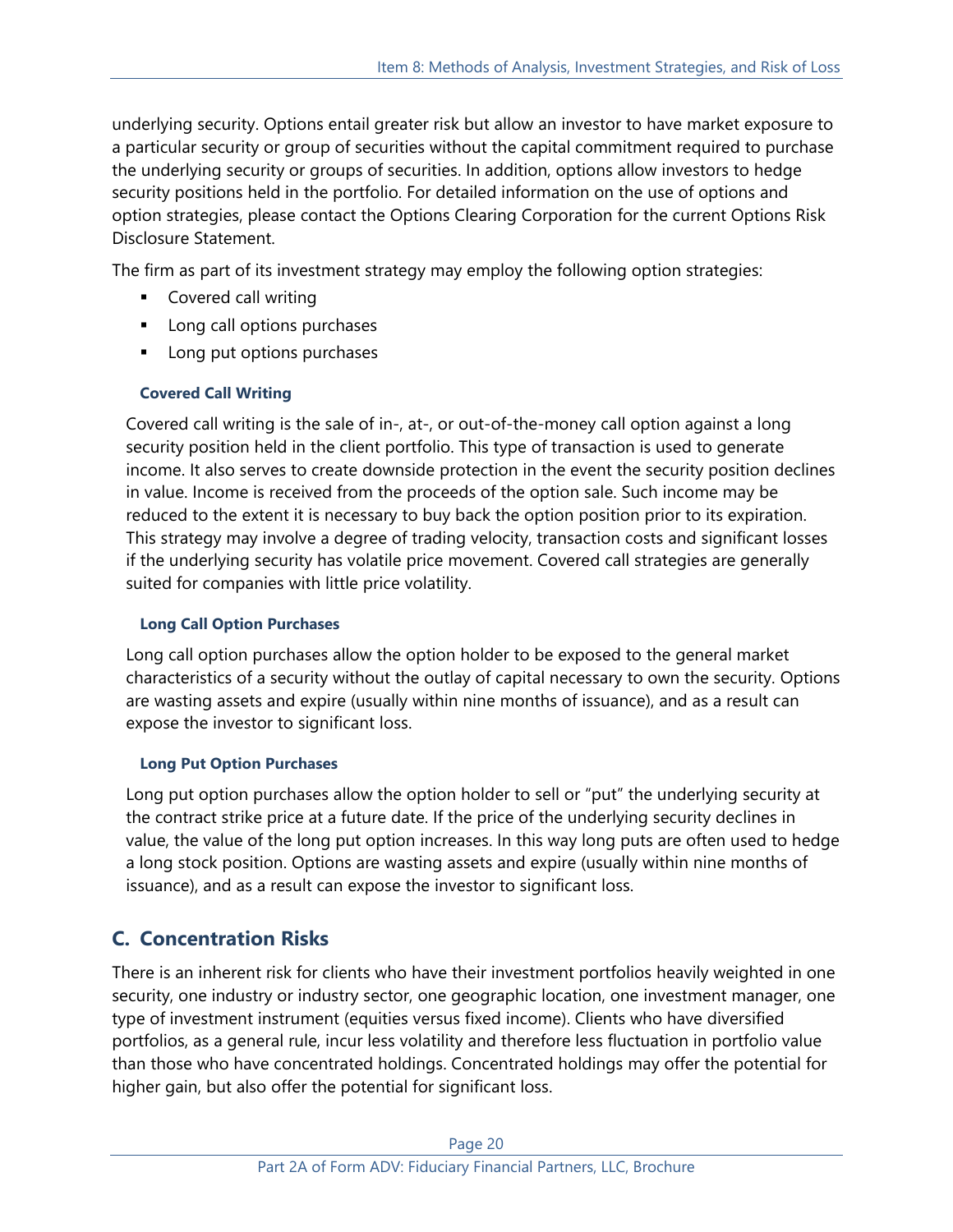underlying security. Options entail greater risk but allow an investor to have market exposure to a particular security or group of securities without the capital commitment required to purchase the underlying security or groups of securities. In addition, options allow investors to hedge security positions held in the portfolio. For detailed information on the use of options and option strategies, please contact the Options Clearing Corporation for the current Options Risk Disclosure Statement.

The firm as part of its investment strategy may employ the following option strategies:

- Covered call writing
- Long call options purchases
- Long put options purchases

#### Covered Call Writing

Covered call writing is the sale of in-, at-, or out-of-the-money call option against a long security position held in the client portfolio. This type of transaction is used to generate income. It also serves to create downside protection in the event the security position declines in value. Income is received from the proceeds of the option sale. Such income may be reduced to the extent it is necessary to buy back the option position prior to its expiration. This strategy may involve a degree of trading velocity, transaction costs and significant losses if the underlying security has volatile price movement. Covered call strategies are generally suited for companies with little price volatility.

#### Long Call Option Purchases

Long call option purchases allow the option holder to be exposed to the general market characteristics of a security without the outlay of capital necessary to own the security. Options are wasting assets and expire (usually within nine months of issuance), and as a result can expose the investor to significant loss.

#### Long Put Option Purchases

Long put option purchases allow the option holder to sell or "put" the underlying security at the contract strike price at a future date. If the price of the underlying security declines in value, the value of the long put option increases. In this way long puts are often used to hedge a long stock position. Options are wasting assets and expire (usually within nine months of issuance), and as a result can expose the investor to significant loss.

## C. Concentration Risks

There is an inherent risk for clients who have their investment portfolios heavily weighted in one security, one industry or industry sector, one geographic location, one investment manager, one type of investment instrument (equities versus fixed income). Clients who have diversified portfolios, as a general rule, incur less volatility and therefore less fluctuation in portfolio value than those who have concentrated holdings. Concentrated holdings may offer the potential for higher gain, but also offer the potential for significant loss.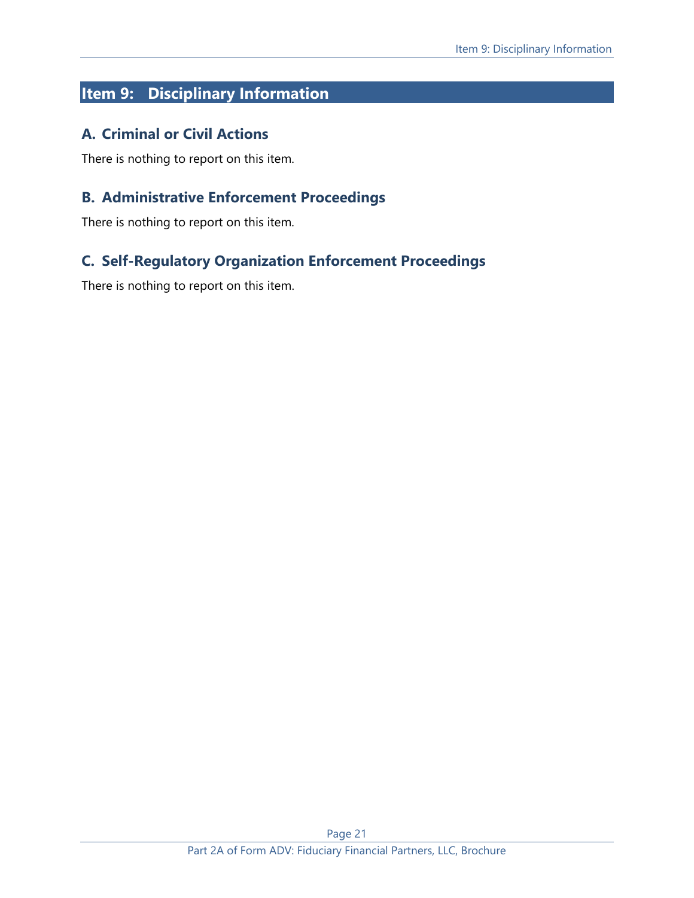# Item 9: Disciplinary Information

## A. Criminal or Civil Actions

There is nothing to report on this item.

## B. Administrative Enforcement Proceedings

There is nothing to report on this item.

## C. Self-Regulatory Organization Enforcement Proceedings

There is nothing to report on this item.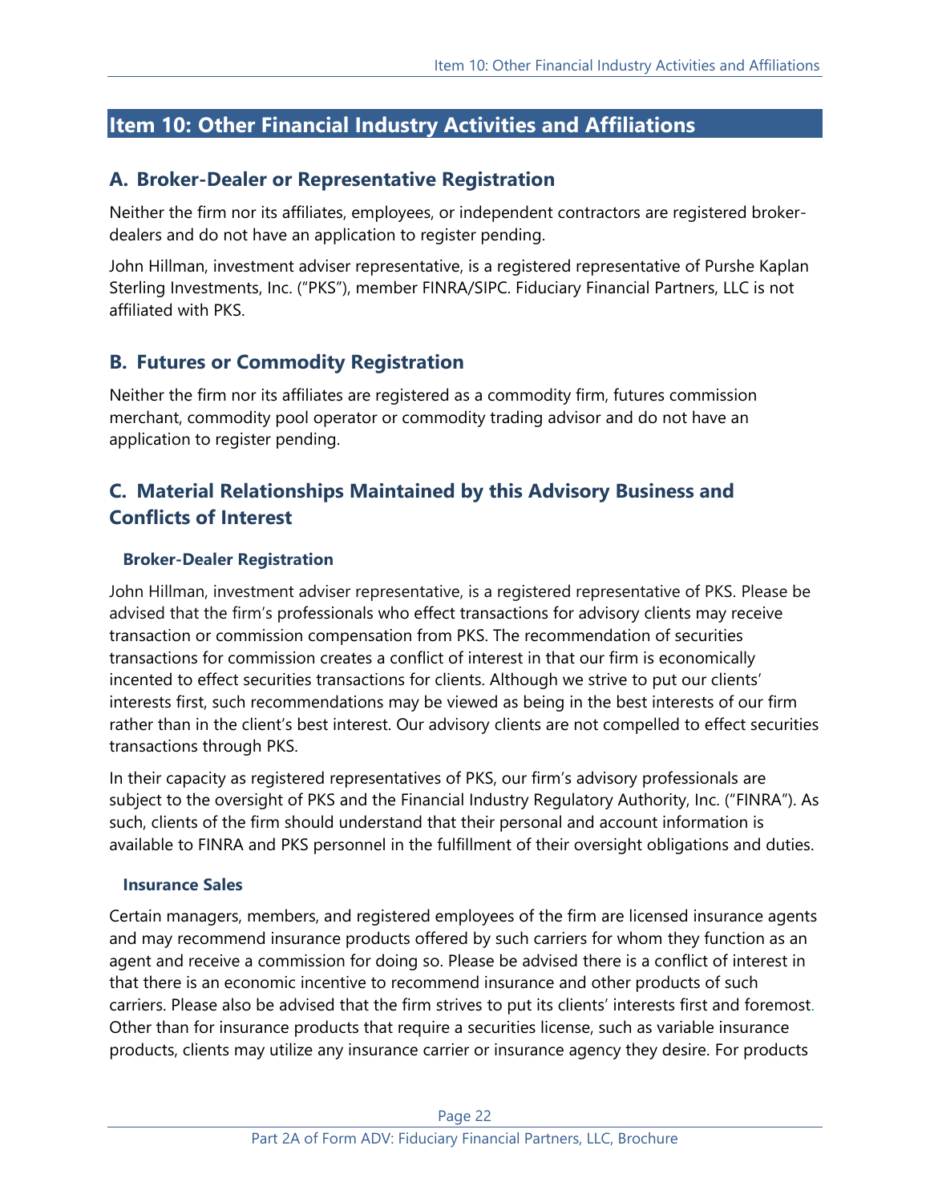## Item 10: Other Financial Industry Activities and Affiliations

### A. Broker-Dealer or Representative Registration

Neither the firm nor its affiliates, employees, or independent contractors are registered broker-dealers and do not have an application to register pending.

John Hillman, investment adviser representative, is a registered representative of Purshe Kaplan Sterling Investments, Inc. ("PKS"), member FINRA/SIPC. Fiduciary Financial Partners, LLC is not affiliated with PKS.

### B. Futures or Commodity Registration

Neither the firm nor its affiliates are registered as a commodity firm, futures commission merchant, commodity pool operator or commodity trading advisor and do not have an application to register pending.

### C. Material Relationships Maintained by this Advisory Business and Conflicts of Interest

#### Broker-Dealer Registration

John Hillman, investment adviser representative, is a registered representative of PKS. Please be advised that the firm's professionals who effect transactions for advisory clients may receive transaction or commission compensation from PKS. The recommendation of securities transactions for commission creates a conflict of interest in that our firm is economically incented to effect securities transactions for clients. Although we strive to put our clients' interests first, such recommendations may be viewed as being in the best interests of our firm rather than in the client's best interest. Our advisory clients are not compelled to effect securities transactions through PKS.

In their capacity as registered representatives of PKS, our firm's advisory professionals are subject to the oversight of PKS and the Financial Industry Regulatory Authority, Inc. ("FINRA"). As such, clients of the firm should understand that their personal and account information is available to FINRA and PKS personnel in the fulfillment of their oversight obligations and duties.

#### Insurance Sales

Certain managers, members, and registered employees of the firm are licensed insurance agents and may recommend insurance products offered by such carriers for whom they function as an agent and receive a commission for doing so. Please be advised there is a conflict of interest in that there is an economic incentive to recommend insurance and other products of such carriers. Please also be advised that the firm strives to put its clients' interests first and foremost. Other than for insurance products that require a securities license, such as variable insurance products, clients may utilize any insurance carrier or insurance agency they desire. For products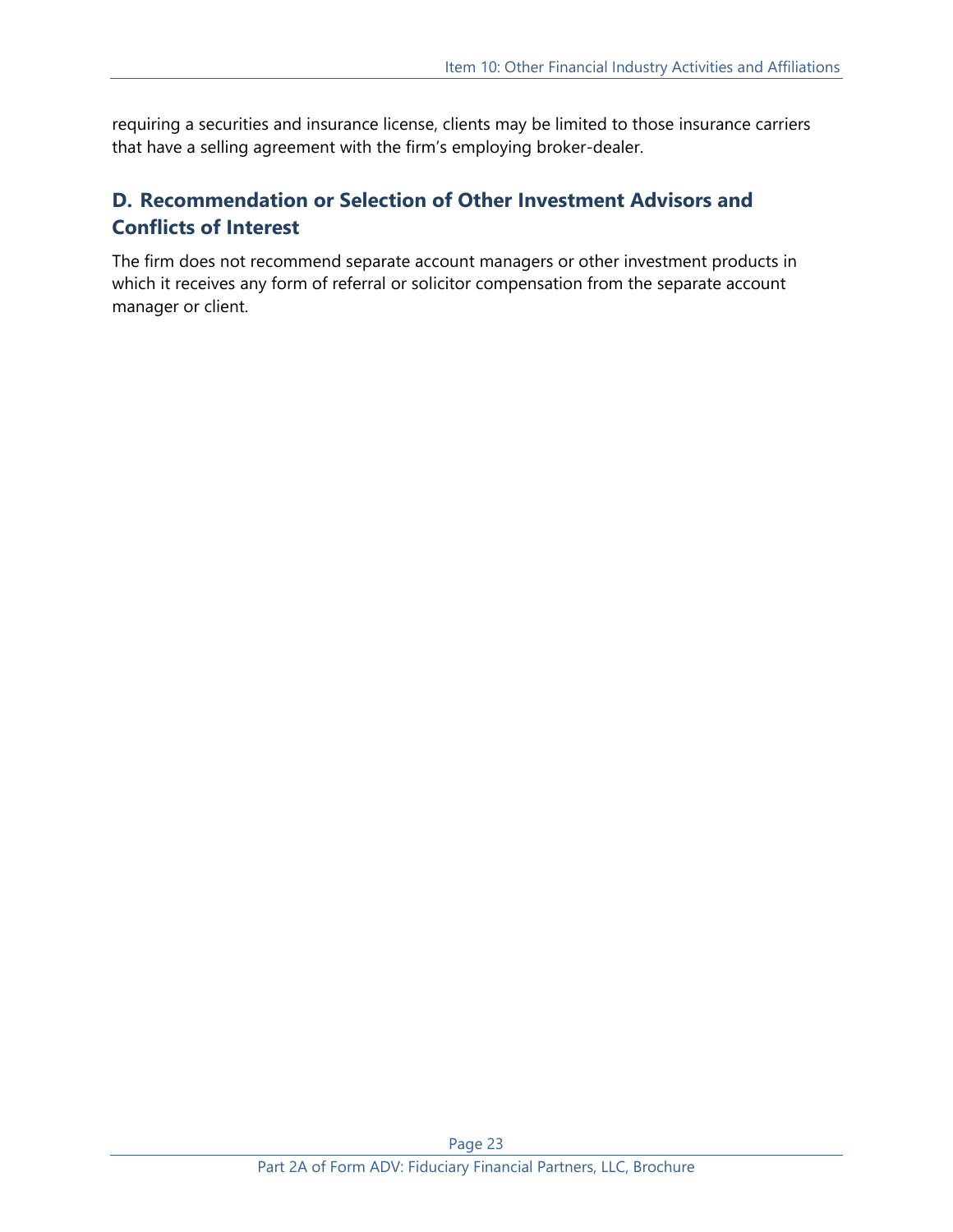requiring a securities and insurance license, clients may be limited to those insurance carriers that have a selling agreement with the firm's employing broker-dealer.

## D. Recommendation or Selection of Other Investment Advisors and Conflicts of Interest

The firm does not recommend separate account managers or other investment products in which it receives any form of referral or solicitor compensation from the separate account manager or client.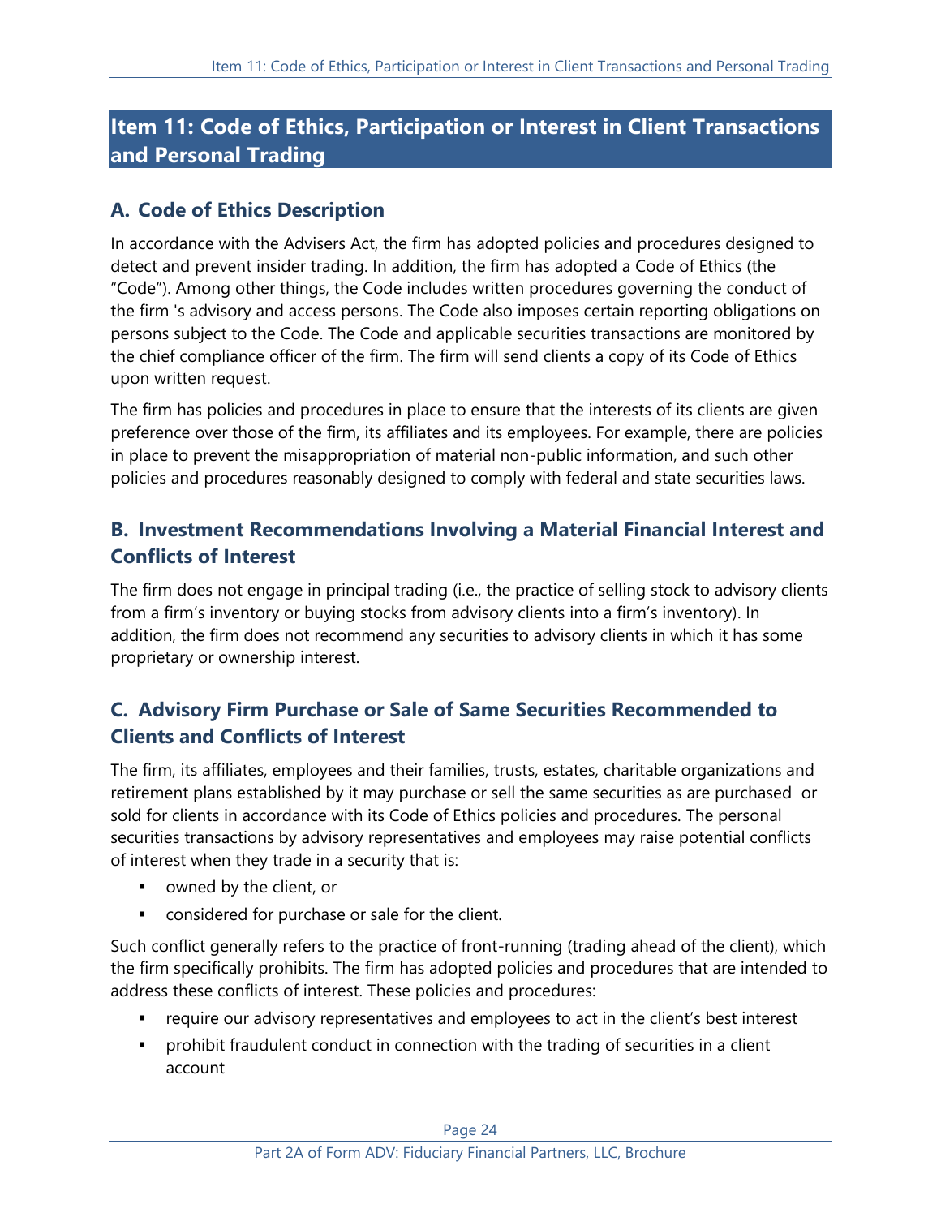# Item 11: Code of Ethics, Participation or Interest in Client Transactions and Personal Trading

## A. Code of Ethics Description

In accordance with the Advisers Act, the firm has adopted policies and procedures designed to detect and prevent insider trading. In addition, the firm has adopted a Code of Ethics (the "Code"). Among other things, the Code includes written procedures governing the conduct of the firm 's advisory and access persons. The Code also imposes certain reporting obligations on persons subject to the Code. The Code and applicable securities transactions are monitored by the chief compliance officer of the firm. The firm will send clients a copy of its Code of Ethics upon written request.

The firm has policies and procedures in place to ensure that the interests of its clients are given preference over those of the firm, its affiliates and its employees. For example, there are policies in place to prevent the misappropriation of material non-public information, and such other policies and procedures reasonably designed to comply with federal and state securities laws.

## B. Investment Recommendations Involving a Material Financial Interest and Conflicts of Interest

The firm does not engage in principal trading (i.e., the practice of selling stock to advisory clients from a firm's inventory or buying stocks from advisory clients into a firm's inventory). In addition, the firm does not recommend any securities to advisory clients in which it has some proprietary or ownership interest.

## C. Advisory Firm Purchase or Sale of Same Securities Recommended to Clients and Conflicts of Interest

The firm, its affiliates, employees and their families, trusts, estates, charitable organizations and retirement plans established by it may purchase or sell the same securities as are purchased or sold for clients in accordance with its Code of Ethics policies and procedures. The personal securities transactions by advisory representatives and employees may raise potential conflicts of interest when they trade in a security that is:

- owned by the client, or
- considered for purchase or sale for the client.

Such conflict generally refers to the practice of front-running (trading ahead of the client), which the firm specifically prohibits. The firm has adopted policies and procedures that are intended to address these conflicts of interest. These policies and procedures:

- require our advisory representatives and employees to act in the client's best interest
- prohibit fraudulent conduct in connection with the trading of securities in a client account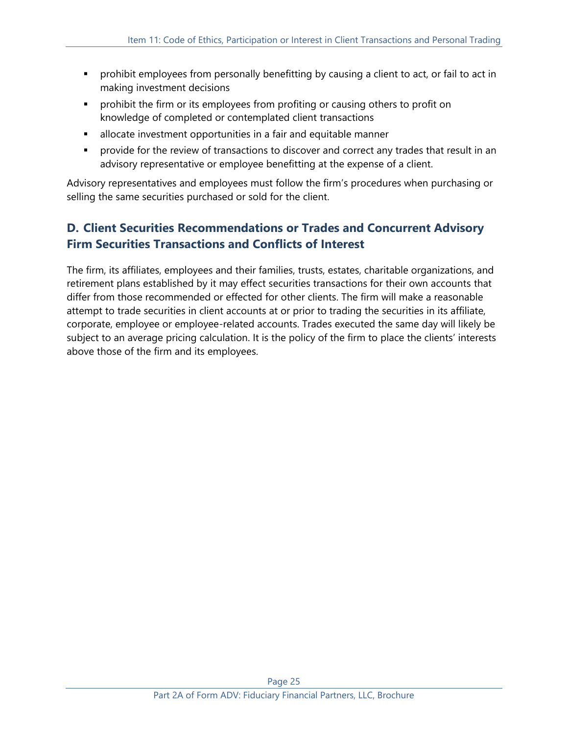- prohibit employees from personally benefitting by causing a client to act, or fail to act in making investment decisions
- prohibit the firm or its employees from profiting or causing others to profit on knowledge of completed or contemplated client transactions
- allocate investment opportunities in a fair and equitable manner
- provide for the review of transactions to discover and correct any trades that result in an advisory representative or employee benefitting at the expense of a client.

Advisory representatives and employees must follow the firm's procedures when purchasing or selling the same securities purchased or sold for the client.

## D. Client Securities Recommendations or Trades and Concurrent Advisory Firm Securities Transactions and Conflicts of Interest

The firm, its affiliates, employees and their families, trusts, estates, charitable organizations, and retirement plans established by it may effect securities transactions for their own accounts that differ from those recommended or effected for other clients. The firm will make a reasonable attempt to trade securities in client accounts at or prior to trading the securities in its affiliate, corporate, employee or employee-related accounts. Trades executed the same day will likely be subject to an average pricing calculation. It is the policy of the firm to place the clients' interests above those of the firm and its employees.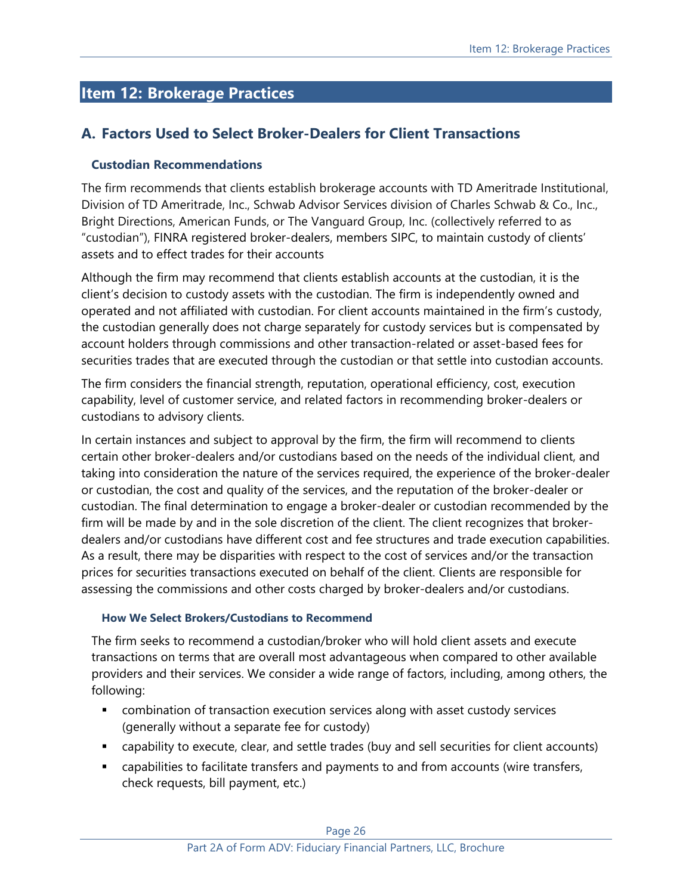## Item 12: Brokerage Practices

### A. Factors Used to Select Broker-Dealers for Client Transactions

#### Custodian Recommendations

The firm recommends that clients establish brokerage accounts with TD Ameritrade Institutional, Division of TD Ameritrade, Inc., Schwab Advisor Services division of Charles Schwab & Co., Inc., Bright Directions, American Funds, or The Vanguard Group, Inc. (collectively referred to as "custodian"), FINRA registered broker-dealers, members SIPC, to maintain custody of clients' assets and to effect trades for their accounts

Although the firm may recommend that clients establish accounts at the custodian, it is the client's decision to custody assets with the custodian. The firm is independently owned and operated and not affiliated with custodian. For client accounts maintained in the firm's custody, the custodian generally does not charge separately for custody services but is compensated by account holders through commissions and other transaction-related or asset-based fees for securities trades that are executed through the custodian or that settle into custodian accounts.

The firm considers the financial strength, reputation, operational efficiency, cost, execution capability, level of customer service, and related factors in recommending broker-dealers or custodians to advisory clients.

In certain instances and subject to approval by the firm, the firm will recommend to clients certain other broker-dealers and/or custodians based on the needs of the individual client, and taking into consideration the nature of the services required, the experience of the broker-dealer or custodian, the cost and quality of the services, and the reputation of the broker-dealer or custodian. The final determination to engage a broker-dealer or custodian recommended by the firm will be made by and in the sole discretion of the client. The client recognizes that broker-dealers and/or custodians have different cost and fee structures and trade execution capabilities. As a result, there may be disparities with respect to the cost of services and/or the transaction prices for securities transactions executed on behalf of the client. Clients are responsible for assessing the commissions and other costs charged by broker-dealers and/or custodians.

##### How We Select Brokers/Custodians to Recommend

The firm seeks to recommend a custodian/broker who will hold client assets and execute transactions on terms that are overall most advantageous when compared to other available providers and their services. We consider a wide range of factors, including, among others, the following:

- combination of transaction execution services along with asset custody services (generally without a separate fee for custody)
- capability to execute, clear, and settle trades (buy and sell securities for client accounts)
- capabilities to facilitate transfers and payments to and from accounts (wire transfers, check requests, bill payment, etc.)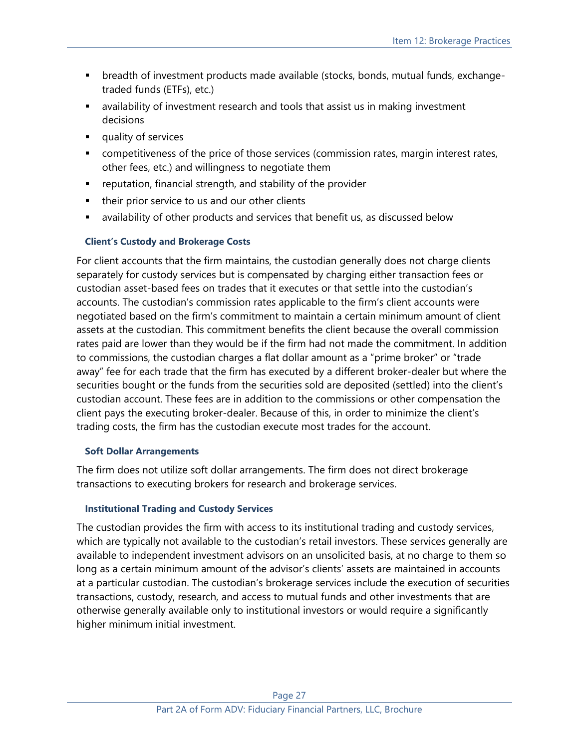- breadth of investment products made available (stocks, bonds, mutual funds, exchange-traded funds (ETFs), etc.)
- availability of investment research and tools that assist us in making investment decisions
- quality of services
- competitiveness of the price of those services (commission rates, margin interest rates, other fees, etc.) and willingness to negotiate them
- reputation, financial strength, and stability of the provider
- their prior service to us and our other clients
- availability of other products and services that benefit us, as discussed below

### Client's Custody and Brokerage Costs

For client accounts that the firm maintains, the custodian generally does not charge clients separately for custody services but is compensated by charging either transaction fees or custodian asset-based fees on trades that it executes or that settle into the custodian's accounts. The custodian's commission rates applicable to the firm's client accounts were negotiated based on the firm's commitment to maintain a certain minimum amount of client assets at the custodian. This commitment benefits the client because the overall commission rates paid are lower than they would be if the firm had not made the commitment. In addition to commissions, the custodian charges a flat dollar amount as a "prime broker" or "trade away" fee for each trade that the firm has executed by a different broker-dealer but where the securities bought or the funds from the securities sold are deposited (settled) into the client's custodian account. These fees are in addition to the commissions or other compensation the client pays the executing broker-dealer. Because of this, in order to minimize the client's trading costs, the firm has the custodian execute most trades for the account.

### Soft Dollar Arrangements

The firm does not utilize soft dollar arrangements. The firm does not direct brokerage transactions to executing brokers for research and brokerage services.

### Institutional Trading and Custody Services

The custodian provides the firm with access to its institutional trading and custody services, which are typically not available to the custodian's retail investors. These services generally are available to independent investment advisors on an unsolicited basis, at no charge to them so long as a certain minimum amount of the advisor's clients' assets are maintained in accounts at a particular custodian. The custodian's brokerage services include the execution of securities transactions, custody, research, and access to mutual funds and other investments that are otherwise generally available only to institutional investors or would require a significantly higher minimum initial investment.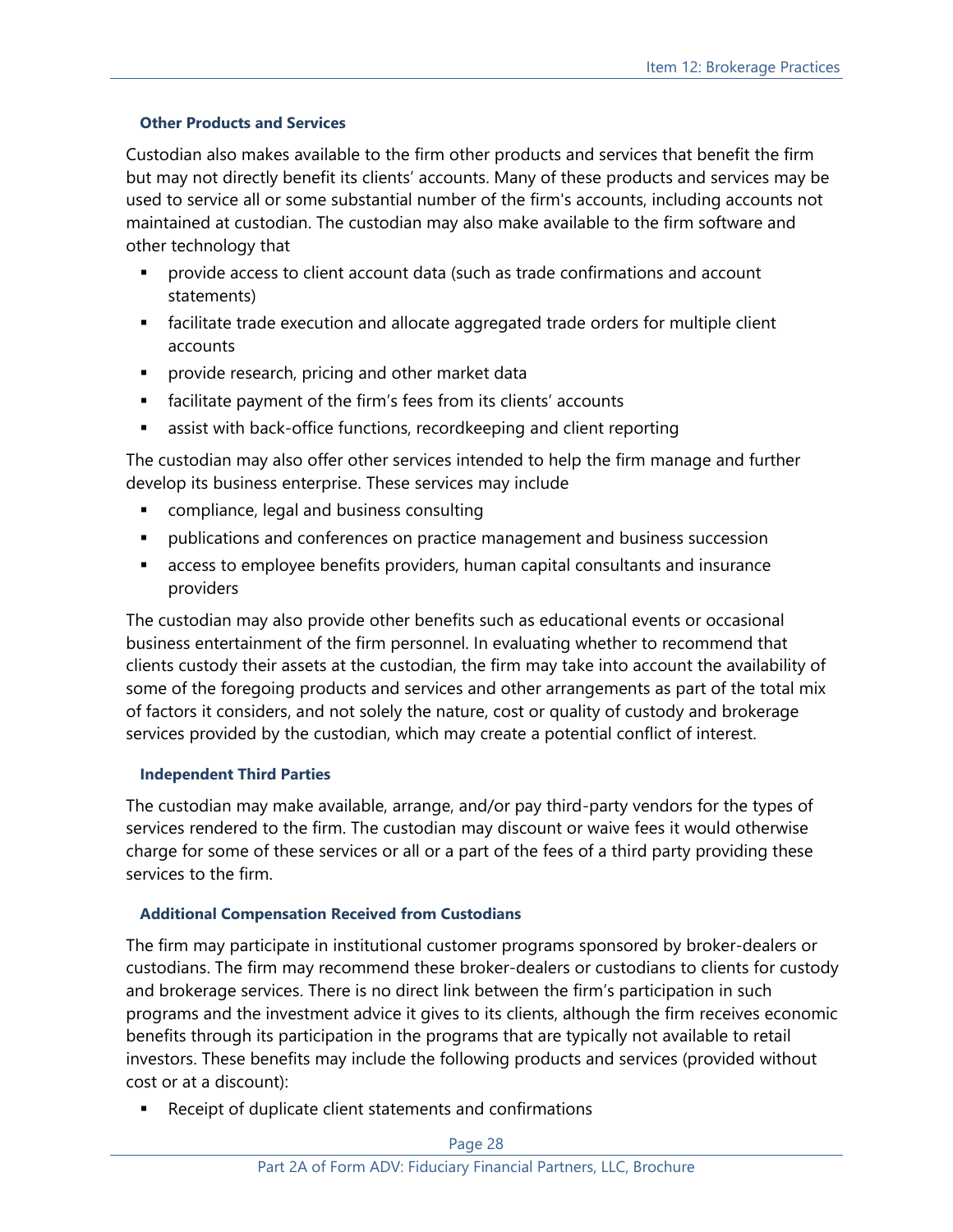### Other Products and Services

Custodian also makes available to the firm other products and services that benefit the firm but may not directly benefit its clients' accounts. Many of these products and services may be used to service all or some substantial number of the firm's accounts, including accounts not maintained at custodian. The custodian may also make available to the firm software and other technology that

- provide access to client account data (such as trade confirmations and account statements)
- facilitate trade execution and allocate aggregated trade orders for multiple client accounts
- provide research, pricing and other market data
- facilitate payment of the firm's fees from its clients' accounts
- assist with back-office functions, recordkeeping and client reporting

The custodian may also offer other services intended to help the firm manage and further develop its business enterprise. These services may include

- compliance, legal and business consulting
- publications and conferences on practice management and business succession
- access to employee benefits providers, human capital consultants and insurance providers

The custodian may also provide other benefits such as educational events or occasional business entertainment of the firm personnel. In evaluating whether to recommend that clients custody their assets at the custodian, the firm may take into account the availability of some of the foregoing products and services and other arrangements as part of the total mix of factors it considers, and not solely the nature, cost or quality of custody and brokerage services provided by the custodian, which may create a potential conflict of interest.

### Independent Third Parties

The custodian may make available, arrange, and/or pay third-party vendors for the types of services rendered to the firm. The custodian may discount or waive fees it would otherwise charge for some of these services or all or a part of the fees of a third party providing these services to the firm.

### Additional Compensation Received from Custodians

The firm may participate in institutional customer programs sponsored by broker-dealers or custodians. The firm may recommend these broker-dealers or custodians to clients for custody and brokerage services. There is no direct link between the firm's participation in such programs and the investment advice it gives to its clients, although the firm receives economic benefits through its participation in the programs that are typically not available to retail investors. These benefits may include the following products and services (provided without cost or at a discount):

- Receipt of duplicate client statements and confirmations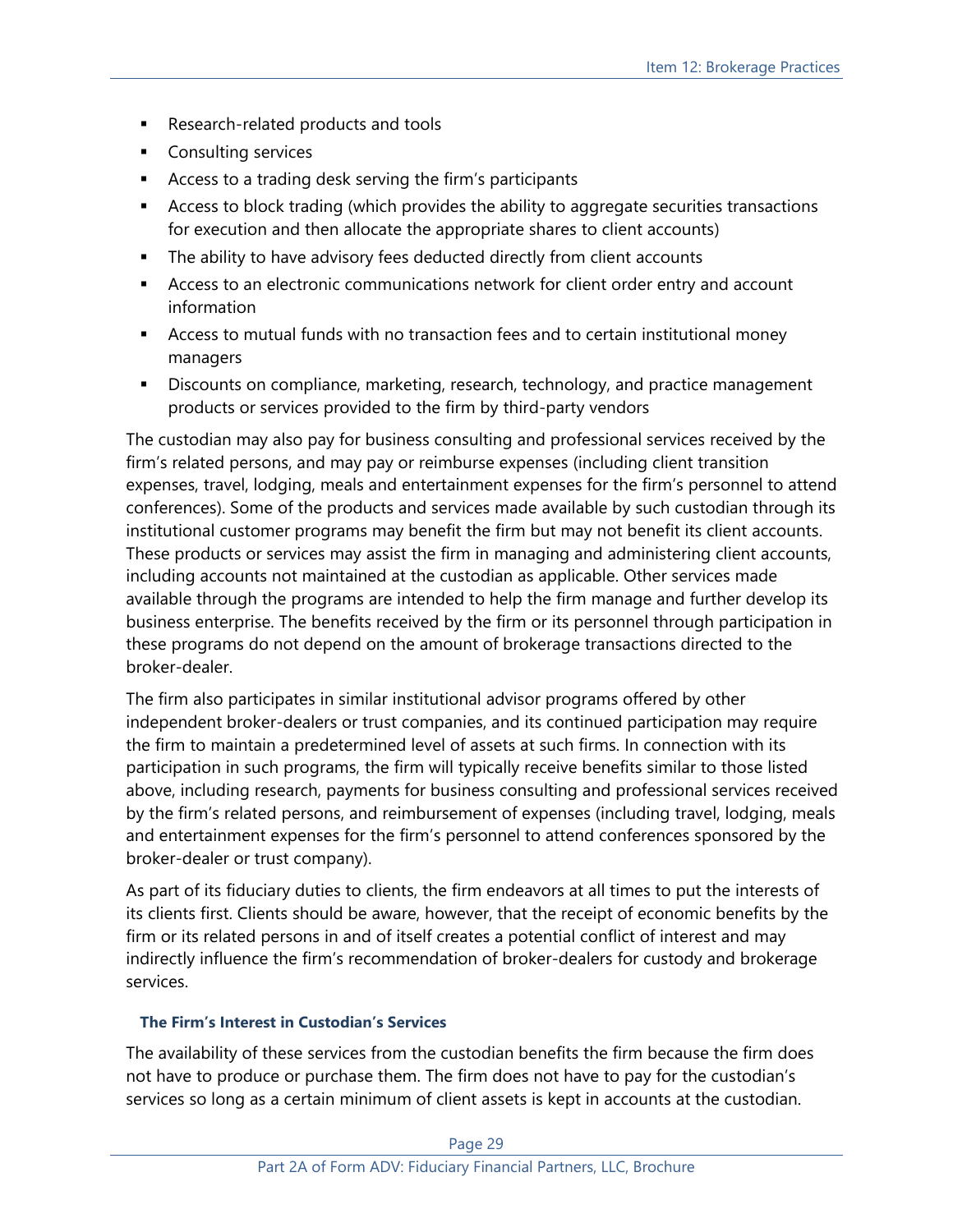- Research-related products and tools
- Consulting services
- Access to a trading desk serving the firm's participants
- Access to block trading (which provides the ability to aggregate securities transactions for execution and then allocate the appropriate shares to client accounts)
- The ability to have advisory fees deducted directly from client accounts
- Access to an electronic communications network for client order entry and account information
- Access to mutual funds with no transaction fees and to certain institutional money managers
- Discounts on compliance, marketing, research, technology, and practice management products or services provided to the firm by third-party vendors

The custodian may also pay for business consulting and professional services received by the firm's related persons, and may pay or reimburse expenses (including client transition expenses, travel, lodging, meals and entertainment expenses for the firm's personnel to attend conferences). Some of the products and services made available by such custodian through its institutional customer programs may benefit the firm but may not benefit its client accounts. These products or services may assist the firm in managing and administering client accounts, including accounts not maintained at the custodian as applicable. Other services made available through the programs are intended to help the firm manage and further develop its business enterprise. The benefits received by the firm or its personnel through participation in these programs do not depend on the amount of brokerage transactions directed to the broker-dealer.

The firm also participates in similar institutional advisor programs offered by other independent broker-dealers or trust companies, and its continued participation may require the firm to maintain a predetermined level of assets at such firms. In connection with its participation in such programs, the firm will typically receive benefits similar to those listed above, including research, payments for business consulting and professional services received by the firm's related persons, and reimbursement of expenses (including travel, lodging, meals and entertainment expenses for the firm's personnel to attend conferences sponsored by the broker-dealer or trust company).

As part of its fiduciary duties to clients, the firm endeavors at all times to put the interests of its clients first. Clients should be aware, however, that the receipt of economic benefits by the firm or its related persons in and of itself creates a potential conflict of interest and may indirectly influence the firm's recommendation of broker-dealers for custody and brokerage services.

#### The Firm's Interest in Custodian's Services

The availability of these services from the custodian benefits the firm because the firm does not have to produce or purchase them. The firm does not have to pay for the custodian's services so long as a certain minimum of client assets is kept in accounts at the custodian.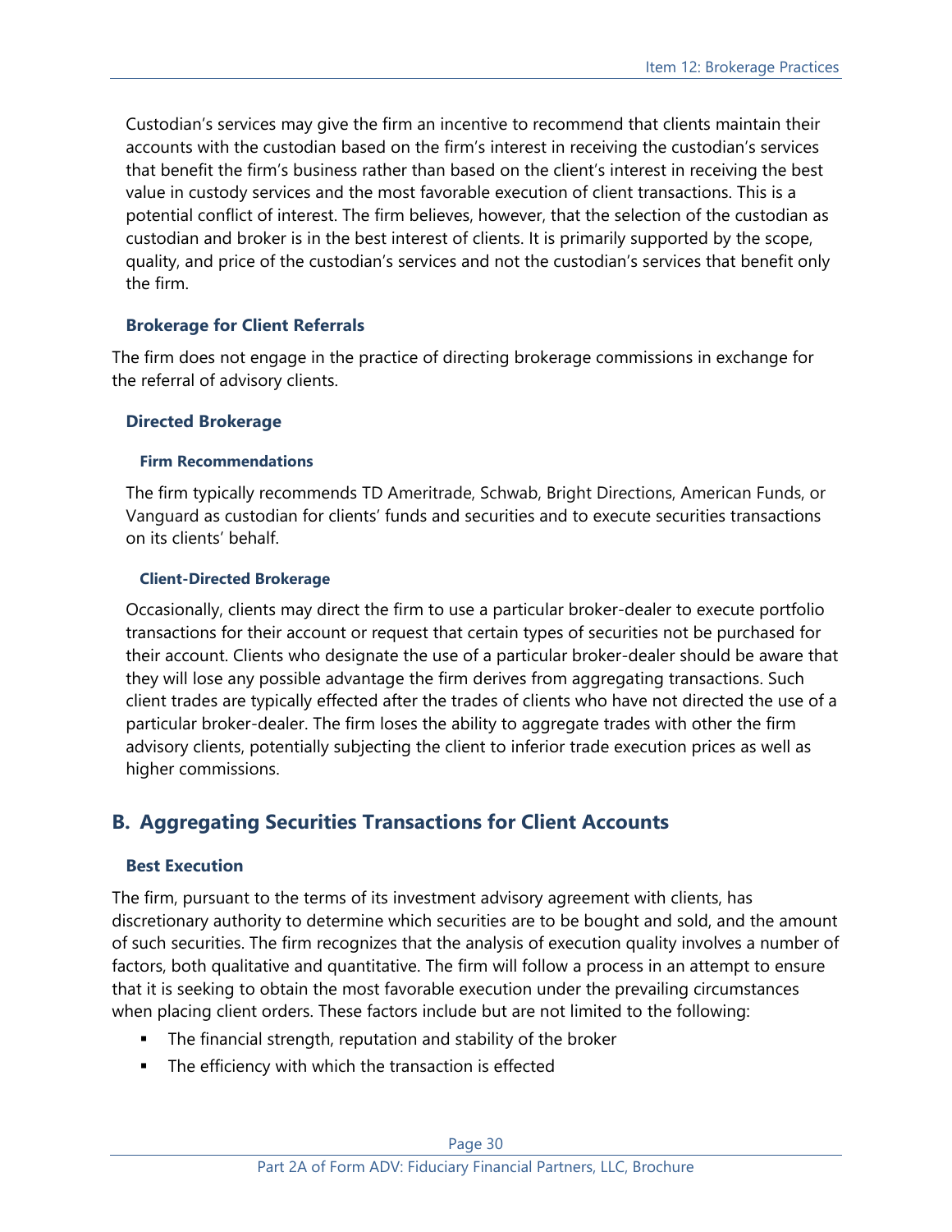Custodian's services may give the firm an incentive to recommend that clients maintain their accounts with the custodian based on the firm's interest in receiving the custodian's services that benefit the firm's business rather than based on the client's interest in receiving the best value in custody services and the most favorable execution of client transactions. This is a potential conflict of interest. The firm believes, however, that the selection of the custodian as custodian and broker is in the best interest of clients. It is primarily supported by the scope, quality, and price of the custodian's services and not the custodian's services that benefit only the firm.

### Brokerage for Client Referrals

The firm does not engage in the practice of directing brokerage commissions in exchange for the referral of advisory clients.

### Directed Brokerage

#### Firm Recommendations

The firm typically recommends TD Ameritrade, Schwab, Bright Directions, American Funds, or Vanguard as custodian for clients' funds and securities and to execute securities transactions on its clients' behalf.

#### Client-Directed Brokerage

Occasionally, clients may direct the firm to use a particular broker-dealer to execute portfolio transactions for their account or request that certain types of securities not be purchased for their account. Clients who designate the use of a particular broker-dealer should be aware that they will lose any possible advantage the firm derives from aggregating transactions. Such client trades are typically effected after the trades of clients who have not directed the use of a particular broker-dealer. The firm loses the ability to aggregate trades with other the firm advisory clients, potentially subjecting the client to inferior trade execution prices as well as higher commissions.

## B. Aggregating Securities Transactions for Client Accounts

### Best Execution

The firm, pursuant to the terms of its investment advisory agreement with clients, has discretionary authority to determine which securities are to be bought and sold, and the amount of such securities. The firm recognizes that the analysis of execution quality involves a number of factors, both qualitative and quantitative. The firm will follow a process in an attempt to ensure that it is seeking to obtain the most favorable execution under the prevailing circumstances when placing client orders. These factors include but are not limited to the following:

- The financial strength, reputation and stability of the broker
- The efficiency with which the transaction is effected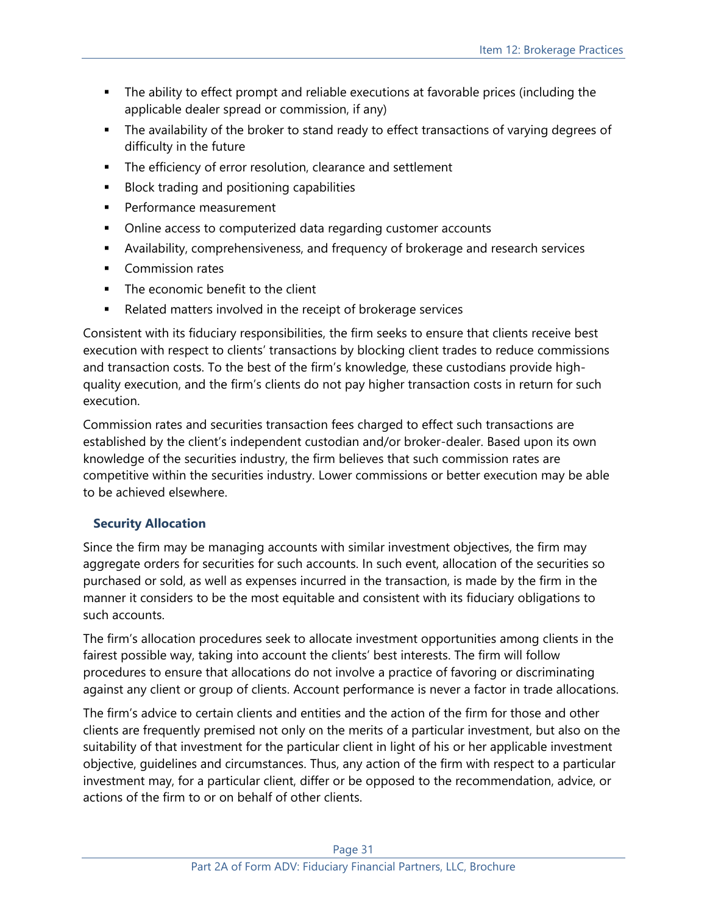- The ability to effect prompt and reliable executions at favorable prices (including the applicable dealer spread or commission, if any)
- The availability of the broker to stand ready to effect transactions of varying degrees of difficulty in the future
- The efficiency of error resolution, clearance and settlement
- Block trading and positioning capabilities
- Performance measurement
- Online access to computerized data regarding customer accounts
- Availability, comprehensiveness, and frequency of brokerage and research services
- Commission rates
- The economic benefit to the client
- Related matters involved in the receipt of brokerage services

Consistent with its fiduciary responsibilities, the firm seeks to ensure that clients receive best execution with respect to clients' transactions by blocking client trades to reduce commissions and transaction costs. To the best of the firm's knowledge, these custodians provide high-quality execution, and the firm's clients do not pay higher transaction costs in return for such execution.

Commission rates and securities transaction fees charged to effect such transactions are established by the client's independent custodian and/or broker-dealer. Based upon its own knowledge of the securities industry, the firm believes that such commission rates are competitive within the securities industry. Lower commissions or better execution may be able to be achieved elsewhere.

### Security Allocation

Since the firm may be managing accounts with similar investment objectives, the firm may aggregate orders for securities for such accounts. In such event, allocation of the securities so purchased or sold, as well as expenses incurred in the transaction, is made by the firm in the manner it considers to be the most equitable and consistent with its fiduciary obligations to such accounts.

The firm's allocation procedures seek to allocate investment opportunities among clients in the fairest possible way, taking into account the clients' best interests. The firm will follow procedures to ensure that allocations do not involve a practice of favoring or discriminating against any client or group of clients. Account performance is never a factor in trade allocations.

The firm's advice to certain clients and entities and the action of the firm for those and other clients are frequently premised not only on the merits of a particular investment, but also on the suitability of that investment for the particular client in light of his or her applicable investment objective, guidelines and circumstances. Thus, any action of the firm with respect to a particular investment may, for a particular client, differ or be opposed to the recommendation, advice, or actions of the firm to or on behalf of other clients.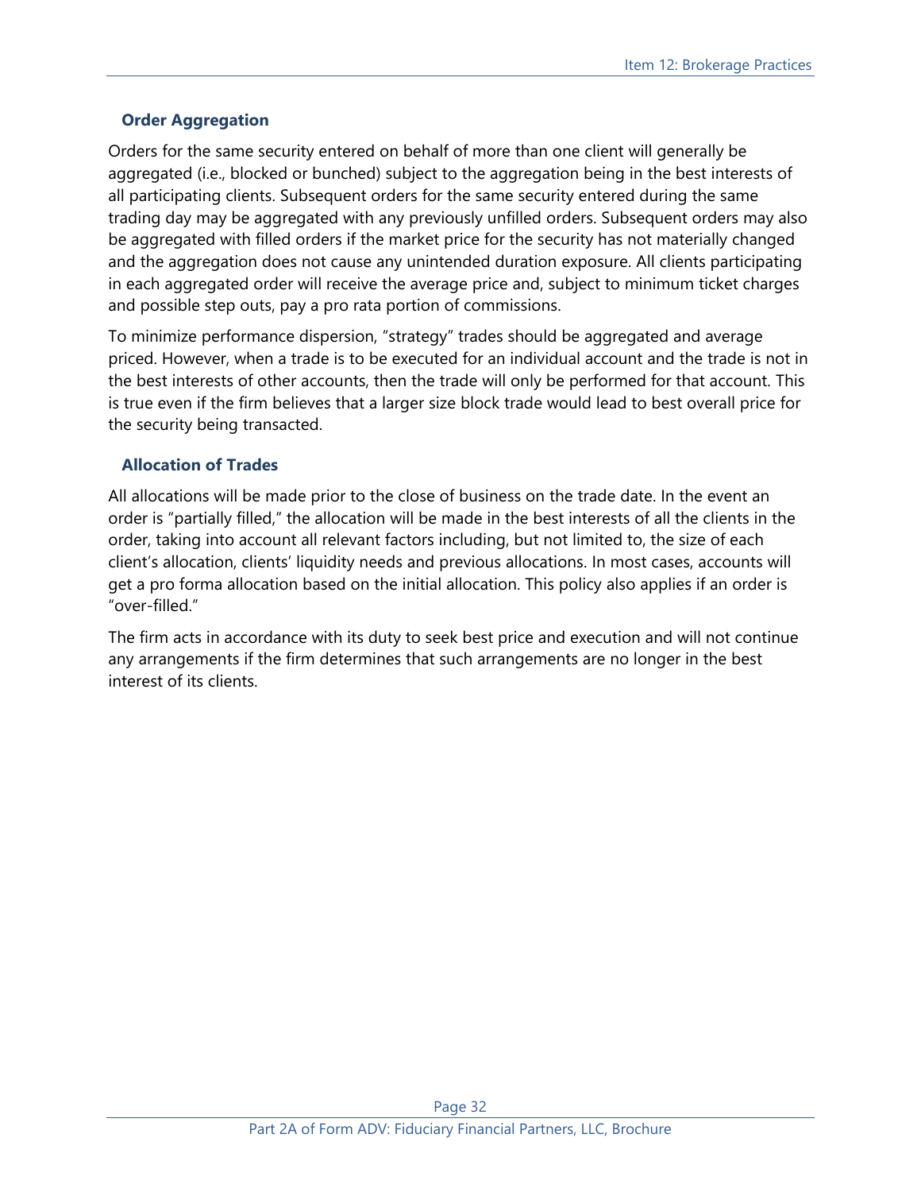### Order Aggregation

Orders for the same security entered on behalf of more than one client will generally be aggregated (i.e., blocked or bunched) subject to the aggregation being in the best interests of all participating clients. Subsequent orders for the same security entered during the same trading day may be aggregated with any previously unfilled orders. Subsequent orders may also be aggregated with filled orders if the market price for the security has not materially changed and the aggregation does not cause any unintended duration exposure. All clients participating in each aggregated order will receive the average price and, subject to minimum ticket charges and possible step outs, pay a pro rata portion of commissions.

To minimize performance dispersion, "strategy" trades should be aggregated and average priced. However, when a trade is to be executed for an individual account and the trade is not in the best interests of other accounts, then the trade will only be performed for that account. This is true even if the firm believes that a larger size block trade would lead to best overall price for the security being transacted.

### Allocation of Trades

All allocations will be made prior to the close of business on the trade date. In the event an order is "partially filled," the allocation will be made in the best interests of all the clients in the order, taking into account all relevant factors including, but not limited to, the size of each client's allocation, clients' liquidity needs and previous allocations. In most cases, accounts will get a pro forma allocation based on the initial allocation. This policy also applies if an order is "over-filled."

The firm acts in accordance with its duty to seek best price and execution and will not continue any arrangements if the firm determines that such arrangements are no longer in the best interest of its clients.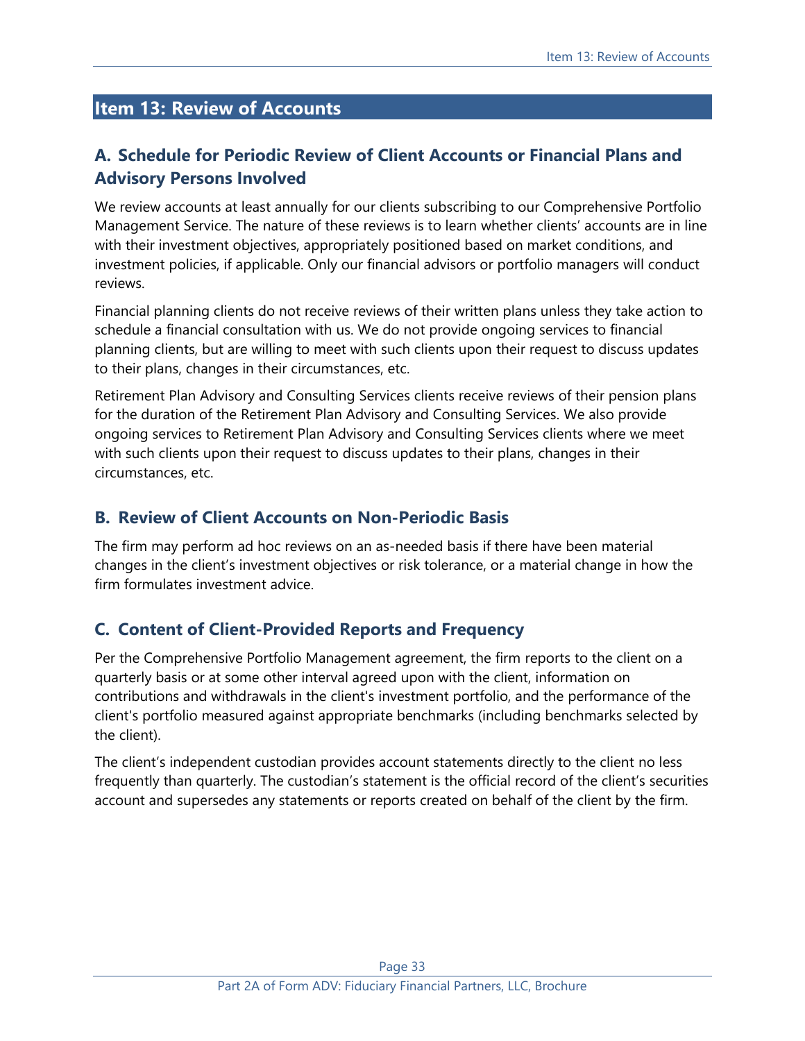## Item 13: Review of Accounts

### A. Schedule for Periodic Review of Client Accounts or Financial Plans and Advisory Persons Involved

We review accounts at least annually for our clients subscribing to our Comprehensive Portfolio Management Service. The nature of these reviews is to learn whether clients' accounts are in line with their investment objectives, appropriately positioned based on market conditions, and investment policies, if applicable. Only our financial advisors or portfolio managers will conduct reviews.

Financial planning clients do not receive reviews of their written plans unless they take action to schedule a financial consultation with us. We do not provide ongoing services to financial planning clients, but are willing to meet with such clients upon their request to discuss updates to their plans, changes in their circumstances, etc.

Retirement Plan Advisory and Consulting Services clients receive reviews of their pension plans for the duration of the Retirement Plan Advisory and Consulting Services. We also provide ongoing services to Retirement Plan Advisory and Consulting Services clients where we meet with such clients upon their request to discuss updates to their plans, changes in their circumstances, etc.

### B. Review of Client Accounts on Non-Periodic Basis

The firm may perform ad hoc reviews on an as-needed basis if there have been material changes in the client's investment objectives or risk tolerance, or a material change in how the firm formulates investment advice.

### C. Content of Client-Provided Reports and Frequency

Per the Comprehensive Portfolio Management agreement, the firm reports to the client on a quarterly basis or at some other interval agreed upon with the client, information on contributions and withdrawals in the client's investment portfolio, and the performance of the client's portfolio measured against appropriate benchmarks (including benchmarks selected by the client).

The client's independent custodian provides account statements directly to the client no less frequently than quarterly. The custodian's statement is the official record of the client's securities account and supersedes any statements or reports created on behalf of the client by the firm.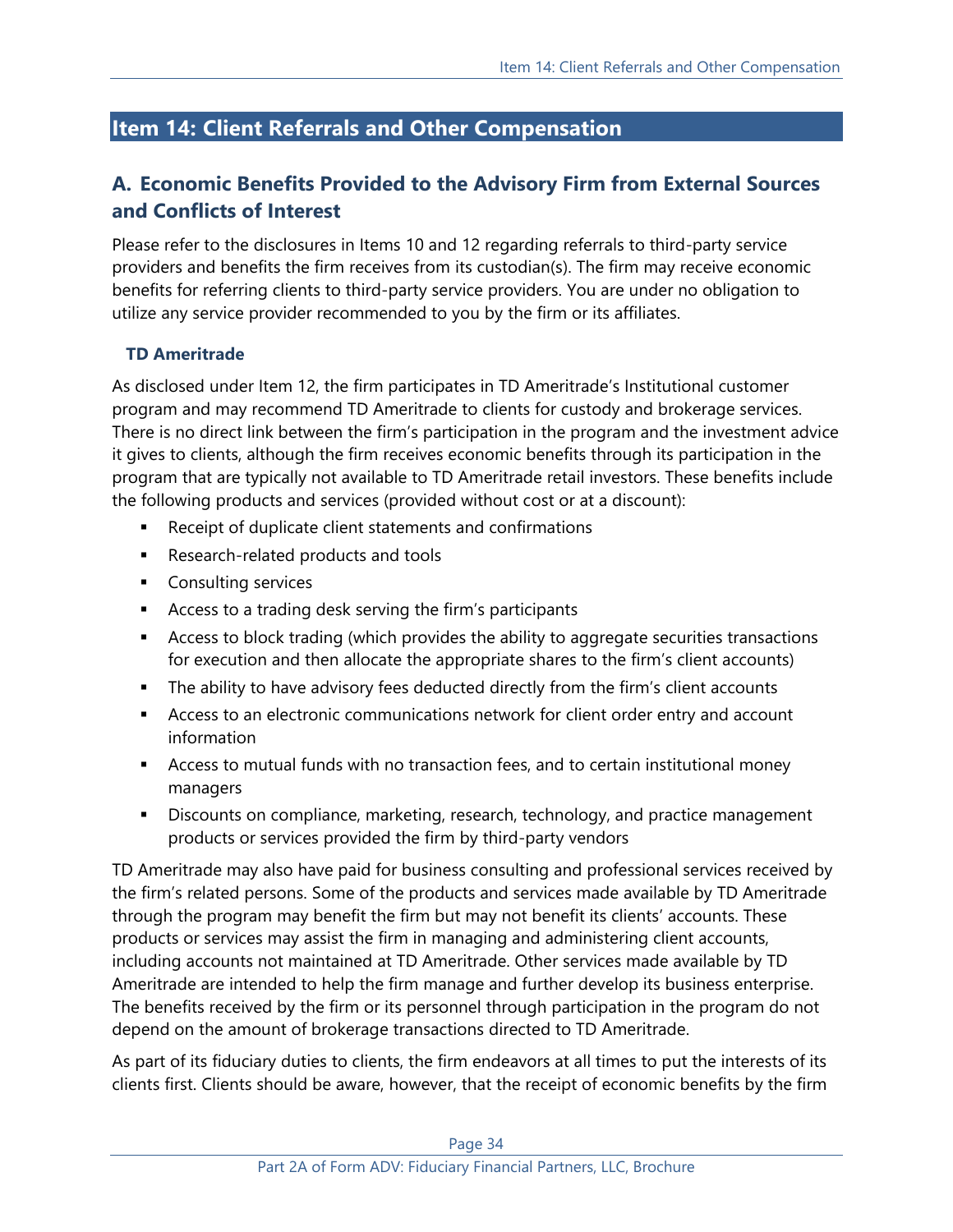## Item 14: Client Referrals and Other Compensation

### A. Economic Benefits Provided to the Advisory Firm from External Sources and Conflicts of Interest

Please refer to the disclosures in Items 10 and 12 regarding referrals to third-party service providers and benefits the firm receives from its custodian(s). The firm may receive economic benefits for referring clients to third-party service providers. You are under no obligation to utilize any service provider recommended to you by the firm or its affiliates.

#### TD Ameritrade

As disclosed under Item 12, the firm participates in TD Ameritrade's Institutional customer program and may recommend TD Ameritrade to clients for custody and brokerage services. There is no direct link between the firm's participation in the program and the investment advice it gives to clients, although the firm receives economic benefits through its participation in the program that are typically not available to TD Ameritrade retail investors. These benefits include the following products and services (provided without cost or at a discount):

- Receipt of duplicate client statements and confirmations
- Research-related products and tools
- Consulting services
- Access to a trading desk serving the firm's participants
- Access to block trading (which provides the ability to aggregate securities transactions for execution and then allocate the appropriate shares to the firm's client accounts)
- The ability to have advisory fees deducted directly from the firm's client accounts
- Access to an electronic communications network for client order entry and account information
- Access to mutual funds with no transaction fees, and to certain institutional money managers
- Discounts on compliance, marketing, research, technology, and practice management products or services provided the firm by third-party vendors

TD Ameritrade may also have paid for business consulting and professional services received by the firm's related persons. Some of the products and services made available by TD Ameritrade through the program may benefit the firm but may not benefit its clients' accounts. These products or services may assist the firm in managing and administering client accounts, including accounts not maintained at TD Ameritrade. Other services made available by TD Ameritrade are intended to help the firm manage and further develop its business enterprise. The benefits received by the firm or its personnel through participation in the program do not depend on the amount of brokerage transactions directed to TD Ameritrade.

As part of its fiduciary duties to clients, the firm endeavors at all times to put the interests of its clients first. Clients should be aware, however, that the receipt of economic benefits by the firm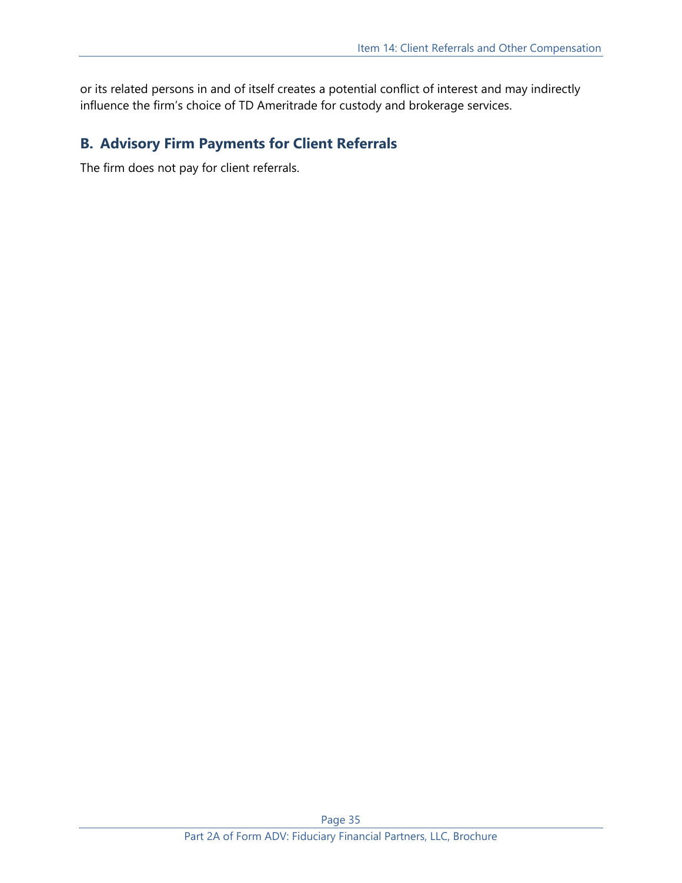or its related persons in and of itself creates a potential conflict of interest and may indirectly influence the firm's choice of TD Ameritrade for custody and brokerage services.

## B. Advisory Firm Payments for Client Referrals

The firm does not pay for client referrals.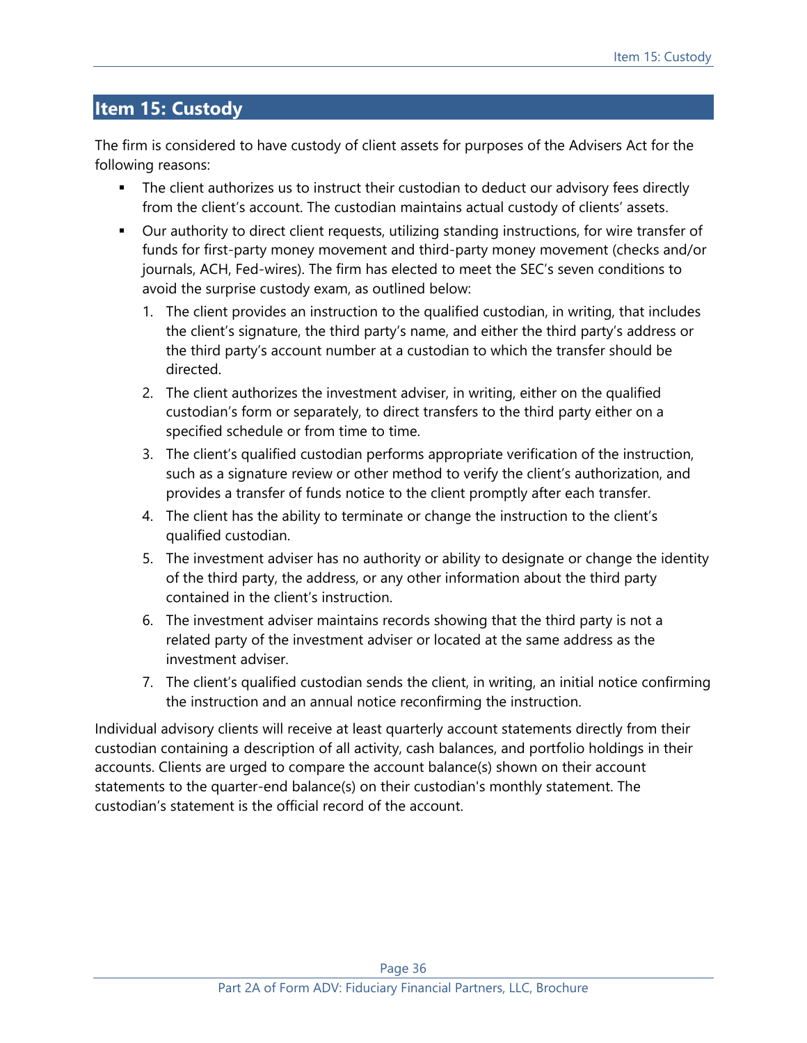## Item 15: Custody

The firm is considered to have custody of client assets for purposes of the Advisers Act for the following reasons:

- The client authorizes us to instruct their custodian to deduct our advisory fees directly from the client's account. The custodian maintains actual custody of clients' assets.
- Our authority to direct client requests, utilizing standing instructions, for wire transfer of funds for first-party money movement and third-party money movement (checks and/or journals, ACH, Fed-wires). The firm has elected to meet the SEC's seven conditions to avoid the surprise custody exam, as outlined below:
  1. The client provides an instruction to the qualified custodian, in writing, that includes the client's signature, the third party's name, and either the third party's address or the third party's account number at a custodian to which the transfer should be directed.
  2. The client authorizes the investment adviser, in writing, either on the qualified custodian's form or separately, to direct transfers to the third party either on a specified schedule or from time to time.
  3. The client's qualified custodian performs appropriate verification of the instruction, such as a signature review or other method to verify the client's authorization, and provides a transfer of funds notice to the client promptly after each transfer.
  4. The client has the ability to terminate or change the instruction to the client's qualified custodian.
  5. The investment adviser has no authority or ability to designate or change the identity of the third party, the address, or any other information about the third party contained in the client's instruction.
  6. The investment adviser maintains records showing that the third party is not a related party of the investment adviser or located at the same address as the investment adviser.
  7. The client's qualified custodian sends the client, in writing, an initial notice confirming the instruction and an annual notice reconfirming the instruction.

Individual advisory clients will receive at least quarterly account statements directly from their custodian containing a description of all activity, cash balances, and portfolio holdings in their accounts. Clients are urged to compare the account balance(s) shown on their account statements to the quarter-end balance(s) on their custodian's monthly statement. The custodian's statement is the official record of the account.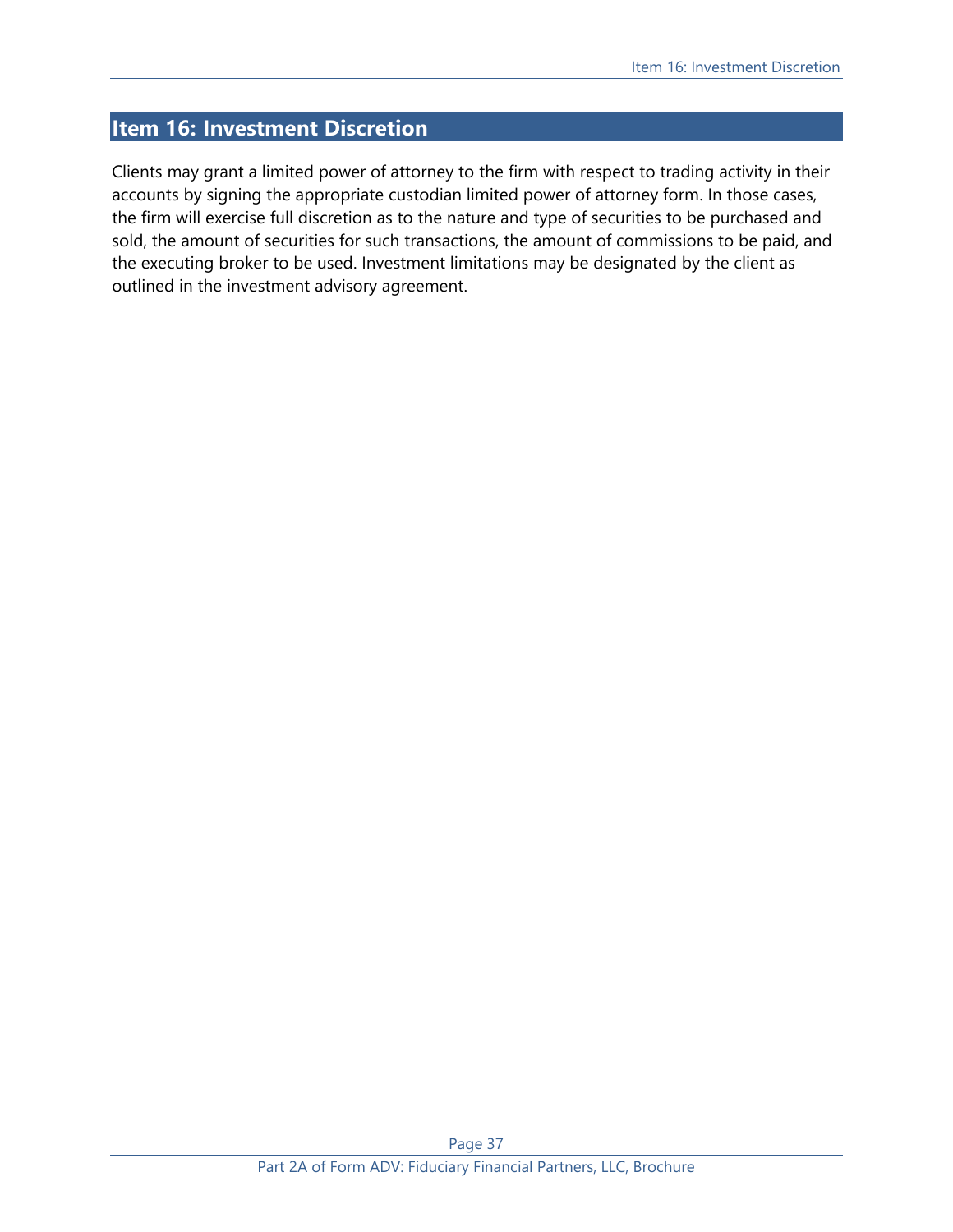## Item 16: Investment Discretion

Clients may grant a limited power of attorney to the firm with respect to trading activity in their accounts by signing the appropriate custodian limited power of attorney form. In those cases, the firm will exercise full discretion as to the nature and type of securities to be purchased and sold, the amount of securities for such transactions, the amount of commissions to be paid, and the executing broker to be used. Investment limitations may be designated by the client as outlined in the investment advisory agreement.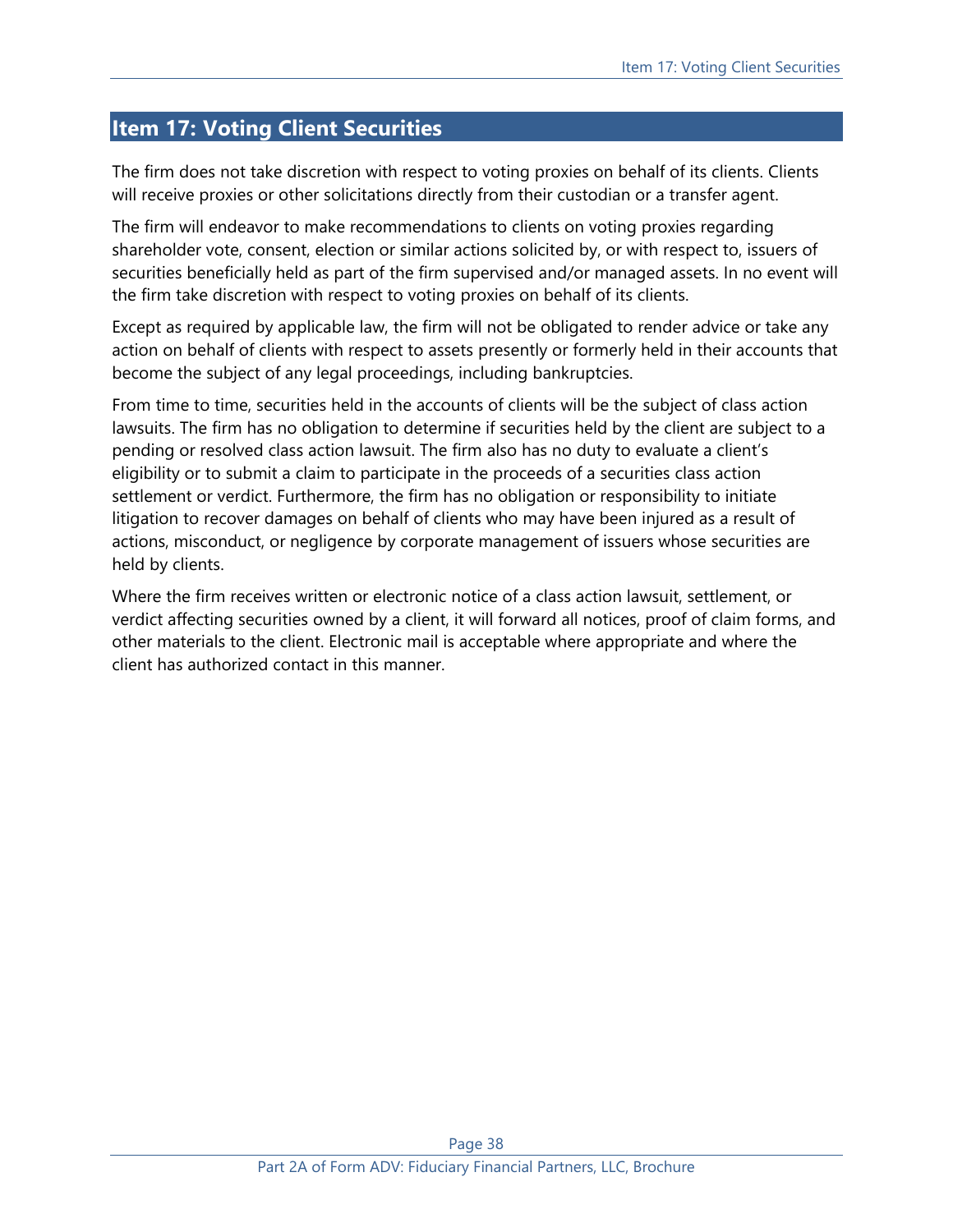## Item 17: Voting Client Securities

The firm does not take discretion with respect to voting proxies on behalf of its clients. Clients will receive proxies or other solicitations directly from their custodian or a transfer agent.

The firm will endeavor to make recommendations to clients on voting proxies regarding shareholder vote, consent, election or similar actions solicited by, or with respect to, issuers of securities beneficially held as part of the firm supervised and/or managed assets. In no event will the firm take discretion with respect to voting proxies on behalf of its clients.

Except as required by applicable law, the firm will not be obligated to render advice or take any action on behalf of clients with respect to assets presently or formerly held in their accounts that become the subject of any legal proceedings, including bankruptcies.

From time to time, securities held in the accounts of clients will be the subject of class action lawsuits. The firm has no obligation to determine if securities held by the client are subject to a pending or resolved class action lawsuit. The firm also has no duty to evaluate a client's eligibility or to submit a claim to participate in the proceeds of a securities class action settlement or verdict. Furthermore, the firm has no obligation or responsibility to initiate litigation to recover damages on behalf of clients who may have been injured as a result of actions, misconduct, or negligence by corporate management of issuers whose securities are held by clients.

Where the firm receives written or electronic notice of a class action lawsuit, settlement, or verdict affecting securities owned by a client, it will forward all notices, proof of claim forms, and other materials to the client. Electronic mail is acceptable where appropriate and where the client has authorized contact in this manner.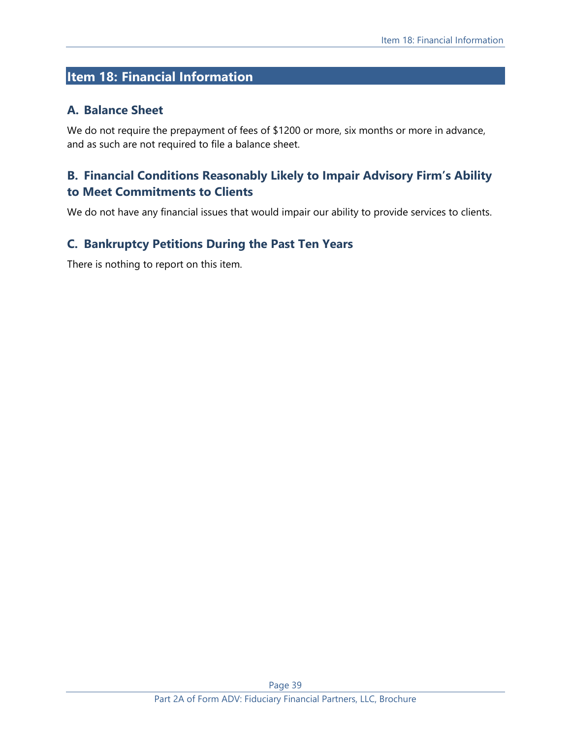## Item 18: Financial Information

### A. Balance Sheet

We do not require the prepayment of fees of $1200 or more, six months or more in advance, and as such are not required to file a balance sheet.

### B. Financial Conditions Reasonably Likely to Impair Advisory Firm's Ability to Meet Commitments to Clients

We do not have any financial issues that would impair our ability to provide services to clients.

### C. Bankruptcy Petitions During the Past Ten Years

There is nothing to report on this item.